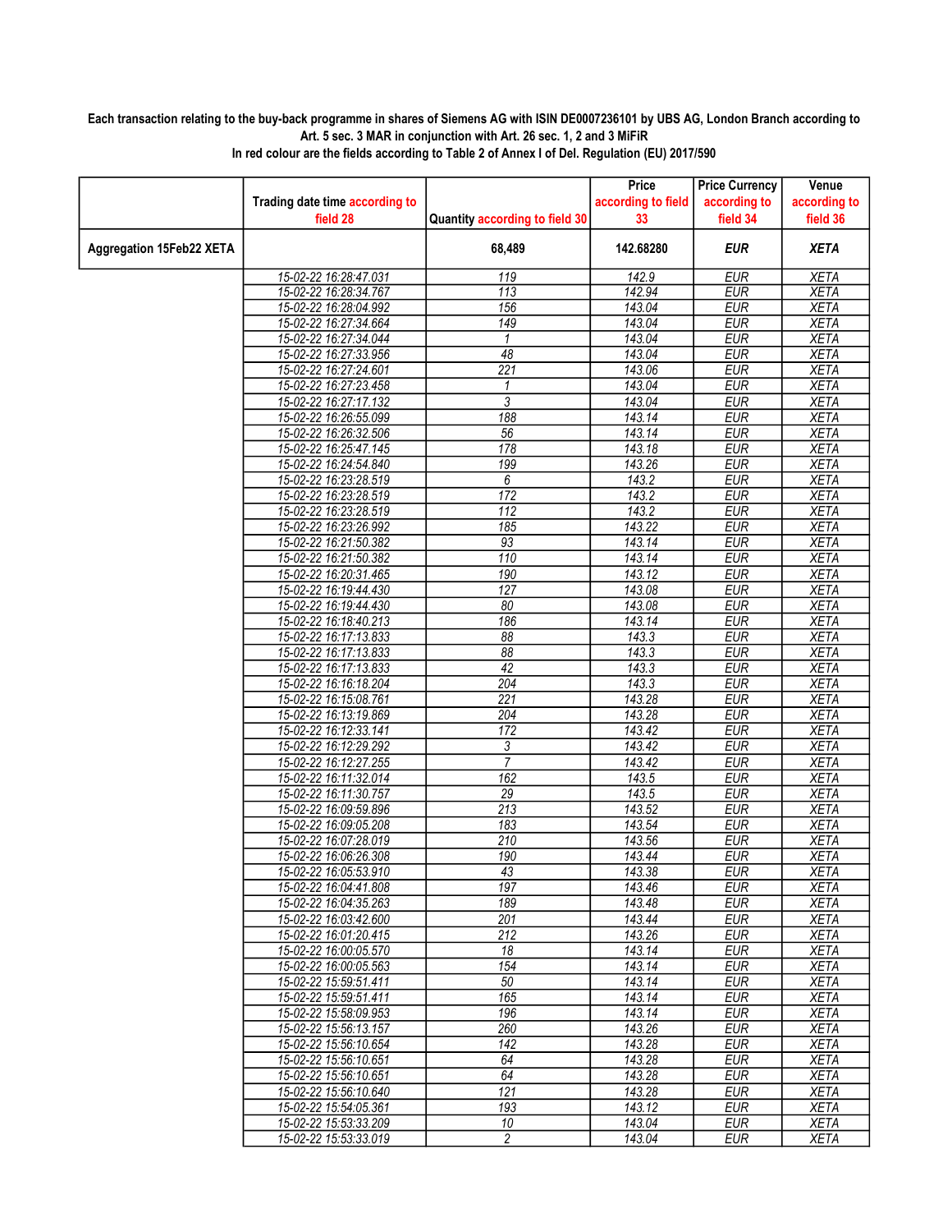**Each transaction relating to the buy-back programme in shares of Siemens AG with ISIN DE0007236101 by UBS AG, London Branch according to Art. 5 sec. 3 MAR in conjunction with Art. 26 sec. 1, 2 and 3 MiFiR**
**In red colour are the fields according to Table 2 of Annex I of Del. Regulation (EU) 2017/590**

| | Trading date time according to field 28 | Quantity according to field 30 | Price according to field 33 | Price Currency according to field 34 | Venue according to field 36 |
|---|---|---|---|---|---|
| **Aggregation 15Feb22 XETA** | | **68,489** | **142.68280** | ***EUR*** | ***XETA*** |
| | 15-02-22 16:28:47.031 | 119 | 142.9 | EUR | XETA |
| | 15-02-22 16:28:34.767 | 113 | 142.94 | EUR | XETA |
| | 15-02-22 16:28:04.992 | 156 | 143.04 | EUR | XETA |
| | 15-02-22 16:27:34.664 | 149 | 143.04 | EUR | XETA |
| | 15-02-22 16:27:34.044 | 1 | 143.04 | EUR | XETA |
| | 15-02-22 16:27:33.956 | 48 | 143.04 | EUR | XETA |
| | 15-02-22 16:27:24.601 | 221 | 143.06 | EUR | XETA |
| | 15-02-22 16:27:23.458 | 1 | 143.04 | EUR | XETA |
| | 15-02-22 16:27:17.132 | 3 | 143.04 | EUR | XETA |
| | 15-02-22 16:26:55.099 | 188 | 143.14 | EUR | XETA |
| | 15-02-22 16:26:32.506 | 56 | 143.14 | EUR | XETA |
| | 15-02-22 16:25:47.145 | 178 | 143.18 | EUR | XETA |
| | 15-02-22 16:24:54.840 | 199 | 143.26 | EUR | XETA |
| | 15-02-22 16:23:28.519 | 6 | 143.2 | EUR | XETA |
| | 15-02-22 16:23:28.519 | 172 | 143.2 | EUR | XETA |
| | 15-02-22 16:23:28.519 | 112 | 143.2 | EUR | XETA |
| | 15-02-22 16:23:26.992 | 185 | 143.22 | EUR | XETA |
| | 15-02-22 16:21:50.382 | 93 | 143.14 | EUR | XETA |
| | 15-02-22 16:21:50.382 | 110 | 143.14 | EUR | XETA |
| | 15-02-22 16:20:31.465 | 190 | 143.12 | EUR | XETA |
| | 15-02-22 16:19:44.430 | 127 | 143.08 | EUR | XETA |
| | 15-02-22 16:19:44.430 | 80 | 143.08 | EUR | XETA |
| | 15-02-22 16:18:40.213 | 186 | 143.14 | EUR | XETA |
| | 15-02-22 16:17:13.833 | 88 | 143.3 | EUR | XETA |
| | 15-02-22 16:17:13.833 | 88 | 143.3 | EUR | XETA |
| | 15-02-22 16:17:13.833 | 42 | 143.3 | EUR | XETA |
| | 15-02-22 16:16:18.204 | 204 | 143.3 | EUR | XETA |
| | 15-02-22 16:15:08.761 | 221 | 143.28 | EUR | XETA |
| | 15-02-22 16:13:19.869 | 204 | 143.28 | EUR | XETA |
| | 15-02-22 16:12:33.141 | 172 | 143.42 | EUR | XETA |
| | 15-02-22 16:12:29.292 | 3 | 143.42 | EUR | XETA |
| | 15-02-22 16:12:27.255 | 7 | 143.42 | EUR | XETA |
| | 15-02-22 16:11:32.014 | 162 | 143.5 | EUR | XETA |
| | 15-02-22 16:11:30.757 | 29 | 143.5 | EUR | XETA |
| | 15-02-22 16:09:59.896 | 213 | 143.52 | EUR | XETA |
| | 15-02-22 16:09:05.208 | 183 | 143.54 | EUR | XETA |
| | 15-02-22 16:07:28.019 | 210 | 143.56 | EUR | XETA |
| | 15-02-22 16:06:26.308 | 190 | 143.44 | EUR | XETA |
| | 15-02-22 16:05:53.910 | 43 | 143.38 | EUR | XETA |
| | 15-02-22 16:04:41.808 | 197 | 143.46 | EUR | XETA |
| | 15-02-22 16:04:35.263 | 189 | 143.48 | EUR | XETA |
| | 15-02-22 16:03:42.600 | 201 | 143.44 | EUR | XETA |
| | 15-02-22 16:01:20.415 | 212 | 143.26 | EUR | XETA |
| | 15-02-22 16:00:05.570 | 18 | 143.14 | EUR | XETA |
| | 15-02-22 16:00:05.563 | 154 | 143.14 | EUR | XETA |
| | 15-02-22 15:59:51.411 | 50 | 143.14 | EUR | XETA |
| | 15-02-22 15:59:51.411 | 165 | 143.14 | EUR | XETA |
| | 15-02-22 15:58:09.953 | 196 | 143.14 | EUR | XETA |
| | 15-02-22 15:56:13.157 | 260 | 143.26 | EUR | XETA |
| | 15-02-22 15:56:10.654 | 142 | 143.28 | EUR | XETA |
| | 15-02-22 15:56:10.651 | 64 | 143.28 | EUR | XETA |
| | 15-02-22 15:56:10.651 | 64 | 143.28 | EUR | XETA |
| | 15-02-22 15:56:10.640 | 121 | 143.28 | EUR | XETA |
| | 15-02-22 15:54:05.361 | 193 | 143.12 | EUR | XETA |
| | 15-02-22 15:53:33.209 | 10 | 143.04 | EUR | XETA |
| | 15-02-22 15:53:33.019 | 2 | 143.04 | EUR | XETA |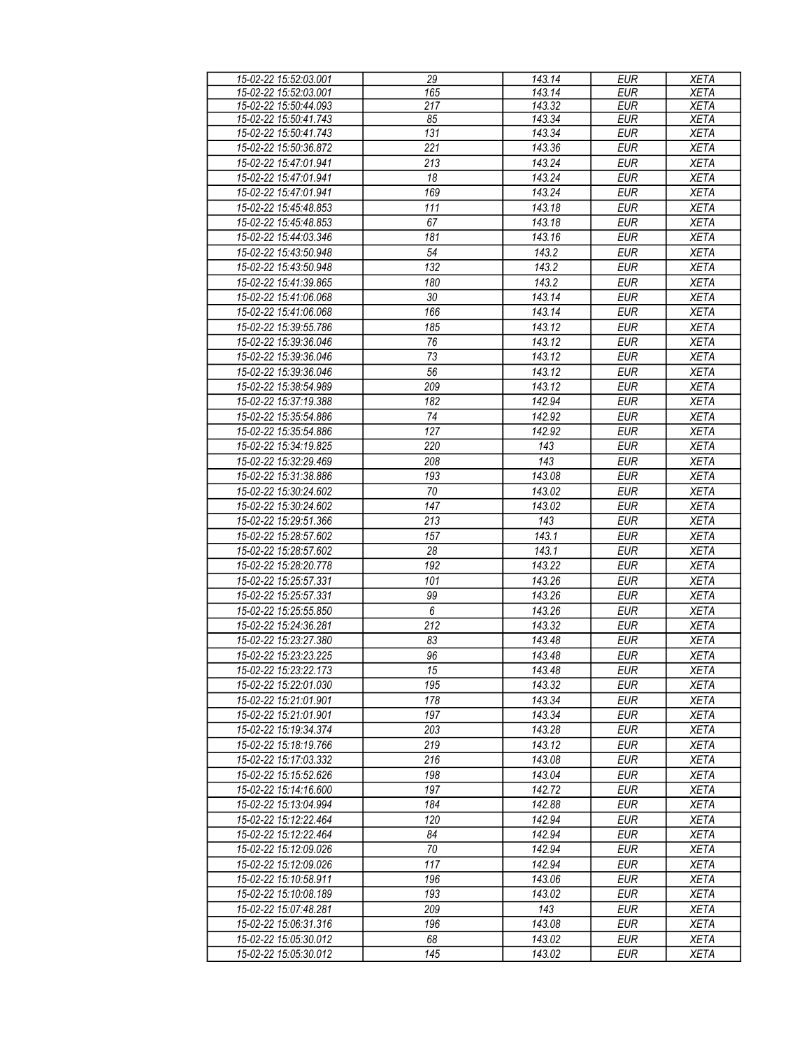| 15-02-22 15:52:03.001 | 29 | 143.14 | EUR | XETA |
|---|---|---|---|---|
| 15-02-22 15:52:03.001 | 165 | 143.14 | EUR | XETA |
| 15-02-22 15:50:44.093 | 217 | 143.32 | EUR | XETA |
| 15-02-22 15:50:41.743 | 85 | 143.34 | EUR | XETA |
| 15-02-22 15:50:41.743 | 131 | 143.34 | EUR | XETA |
| 15-02-22 15:50:36.872 | 221 | 143.36 | EUR | XETA |
| 15-02-22 15:47:01.941 | 213 | 143.24 | EUR | XETA |
| 15-02-22 15:47:01.941 | 18 | 143.24 | EUR | XETA |
| 15-02-22 15:47:01.941 | 169 | 143.24 | EUR | XETA |
| 15-02-22 15:45:48.853 | 111 | 143.18 | EUR | XETA |
| 15-02-22 15:45:48.853 | 67 | 143.18 | EUR | XETA |
| 15-02-22 15:44:03.346 | 181 | 143.16 | EUR | XETA |
| 15-02-22 15:43:50.948 | 54 | 143.2 | EUR | XETA |
| 15-02-22 15:43:50.948 | 132 | 143.2 | EUR | XETA |
| 15-02-22 15:41:39.865 | 180 | 143.2 | EUR | XETA |
| 15-02-22 15:41:06.068 | 30 | 143.14 | EUR | XETA |
| 15-02-22 15:41:06.068 | 166 | 143.14 | EUR | XETA |
| 15-02-22 15:39:55.786 | 185 | 143.12 | EUR | XETA |
| 15-02-22 15:39:36.046 | 76 | 143.12 | EUR | XETA |
| 15-02-22 15:39:36.046 | 73 | 143.12 | EUR | XETA |
| 15-02-22 15:39:36.046 | 56 | 143.12 | EUR | XETA |
| 15-02-22 15:38:54.989 | 209 | 143.12 | EUR | XETA |
| 15-02-22 15:37:19.388 | 182 | 142.94 | EUR | XETA |
| 15-02-22 15:35:54.886 | 74 | 142.92 | EUR | XETA |
| 15-02-22 15:35:54.886 | 127 | 142.92 | EUR | XETA |
| 15-02-22 15:34:19.825 | 220 | 143 | EUR | XETA |
| 15-02-22 15:32:29.469 | 208 | 143 | EUR | XETA |
| 15-02-22 15:31:38.886 | 193 | 143.08 | EUR | XETA |
| 15-02-22 15:30:24.602 | 70 | 143.02 | EUR | XETA |
| 15-02-22 15:30:24.602 | 147 | 143.02 | EUR | XETA |
| 15-02-22 15:29:51.366 | 213 | 143 | EUR | XETA |
| 15-02-22 15:28:57.602 | 157 | 143.1 | EUR | XETA |
| 15-02-22 15:28:57.602 | 28 | 143.1 | EUR | XETA |
| 15-02-22 15:28:20.778 | 192 | 143.22 | EUR | XETA |
| 15-02-22 15:25:57.331 | 101 | 143.26 | EUR | XETA |
| 15-02-22 15:25:57.331 | 99 | 143.26 | EUR | XETA |
| 15-02-22 15:25:55.850 | 6 | 143.26 | EUR | XETA |
| 15-02-22 15:24:36.281 | 212 | 143.32 | EUR | XETA |
| 15-02-22 15:23:27.380 | 83 | 143.48 | EUR | XETA |
| 15-02-22 15:23:23.225 | 96 | 143.48 | EUR | XETA |
| 15-02-22 15:23:22.173 | 15 | 143.48 | EUR | XETA |
| 15-02-22 15:22:01.030 | 195 | 143.32 | EUR | XETA |
| 15-02-22 15:21:01.901 | 178 | 143.34 | EUR | XETA |
| 15-02-22 15:21:01.901 | 197 | 143.34 | EUR | XETA |
| 15-02-22 15:19:34.374 | 203 | 143.28 | EUR | XETA |
| 15-02-22 15:18:19.766 | 219 | 143.12 | EUR | XETA |
| 15-02-22 15:17:03.332 | 216 | 143.08 | EUR | XETA |
| 15-02-22 15:15:52.626 | 198 | 143.04 | EUR | XETA |
| 15-02-22 15:14:16.600 | 197 | 142.72 | EUR | XETA |
| 15-02-22 15:13:04.994 | 184 | 142.88 | EUR | XETA |
| 15-02-22 15:12:22.464 | 120 | 142.94 | EUR | XETA |
| 15-02-22 15:12:22.464 | 84 | 142.94 | EUR | XETA |
| 15-02-22 15:12:09.026 | 70 | 142.94 | EUR | XETA |
| 15-02-22 15:12:09.026 | 117 | 142.94 | EUR | XETA |
| 15-02-22 15:10:58.911 | 196 | 143.06 | EUR | XETA |
| 15-02-22 15:10:08.189 | 193 | 143.02 | EUR | XETA |
| 15-02-22 15:07:48.281 | 209 | 143 | EUR | XETA |
| 15-02-22 15:06:31.316 | 196 | 143.08 | EUR | XETA |
| 15-02-22 15:05:30.012 | 68 | 143.02 | EUR | XETA |
| 15-02-22 15:05:30.012 | 145 | 143.02 | EUR | XETA |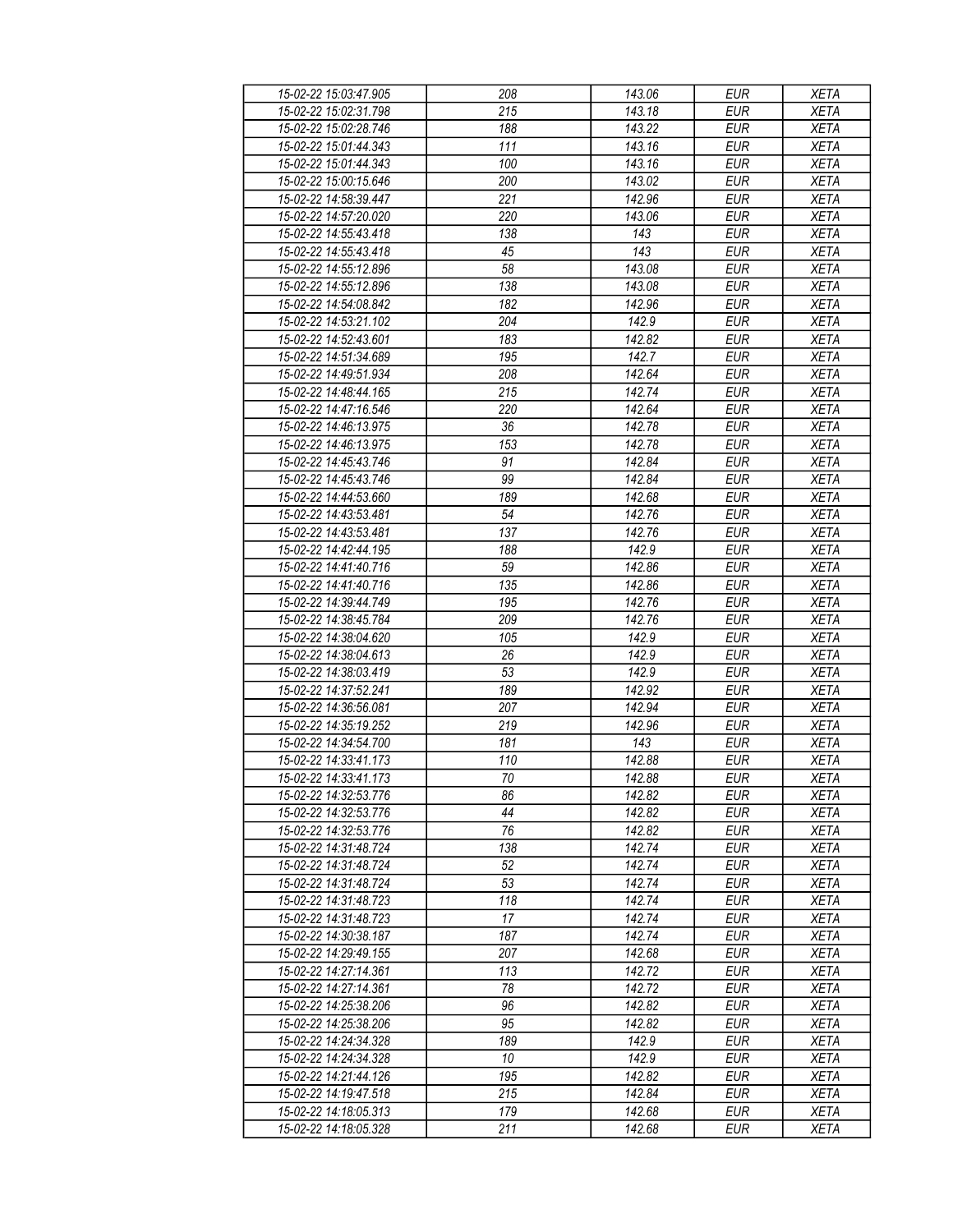| 15-02-22 15:03:47.905 | 208 | 143.06 | EUR | XETA |
|---|---|---|---|---|
| 15-02-22 15:02:31.798 | 215 | 143.18 | EUR | XETA |
| 15-02-22 15:02:28.746 | 188 | 143.22 | EUR | XETA |
| 15-02-22 15:01:44.343 | 111 | 143.16 | EUR | XETA |
| 15-02-22 15:01:44.343 | 100 | 143.16 | EUR | XETA |
| 15-02-22 15:00:15.646 | 200 | 143.02 | EUR | XETA |
| 15-02-22 14:58:39.447 | 221 | 142.96 | EUR | XETA |
| 15-02-22 14:57:20.020 | 220 | 143.06 | EUR | XETA |
| 15-02-22 14:55:43.418 | 138 | 143 | EUR | XETA |
| 15-02-22 14:55:43.418 | 45 | 143 | EUR | XETA |
| 15-02-22 14:55:12.896 | 58 | 143.08 | EUR | XETA |
| 15-02-22 14:55:12.896 | 138 | 143.08 | EUR | XETA |
| 15-02-22 14:54:08.842 | 182 | 142.96 | EUR | XETA |
| 15-02-22 14:53:21.102 | 204 | 142.9 | EUR | XETA |
| 15-02-22 14:52:43.601 | 183 | 142.82 | EUR | XETA |
| 15-02-22 14:51:34.689 | 195 | 142.7 | EUR | XETA |
| 15-02-22 14:49:51.934 | 208 | 142.64 | EUR | XETA |
| 15-02-22 14:48:44.165 | 215 | 142.74 | EUR | XETA |
| 15-02-22 14:47:16.546 | 220 | 142.64 | EUR | XETA |
| 15-02-22 14:46:13.975 | 36 | 142.78 | EUR | XETA |
| 15-02-22 14:46:13.975 | 153 | 142.78 | EUR | XETA |
| 15-02-22 14:45:43.746 | 91 | 142.84 | EUR | XETA |
| 15-02-22 14:45:43.746 | 99 | 142.84 | EUR | XETA |
| 15-02-22 14:44:53.660 | 189 | 142.68 | EUR | XETA |
| 15-02-22 14:43:53.481 | 54 | 142.76 | EUR | XETA |
| 15-02-22 14:43:53.481 | 137 | 142.76 | EUR | XETA |
| 15-02-22 14:42:44.195 | 188 | 142.9 | EUR | XETA |
| 15-02-22 14:41:40.716 | 59 | 142.86 | EUR | XETA |
| 15-02-22 14:41:40.716 | 135 | 142.86 | EUR | XETA |
| 15-02-22 14:39:44.749 | 195 | 142.76 | EUR | XETA |
| 15-02-22 14:38:45.784 | 209 | 142.76 | EUR | XETA |
| 15-02-22 14:38:04.620 | 105 | 142.9 | EUR | XETA |
| 15-02-22 14:38:04.613 | 26 | 142.9 | EUR | XETA |
| 15-02-22 14:38:03.419 | 53 | 142.9 | EUR | XETA |
| 15-02-22 14:37:52.241 | 189 | 142.92 | EUR | XETA |
| 15-02-22 14:36:56.081 | 207 | 142.94 | EUR | XETA |
| 15-02-22 14:35:19.252 | 219 | 142.96 | EUR | XETA |
| 15-02-22 14:34:54.700 | 181 | 143 | EUR | XETA |
| 15-02-22 14:33:41.173 | 110 | 142.88 | EUR | XETA |
| 15-02-22 14:33:41.173 | 70 | 142.88 | EUR | XETA |
| 15-02-22 14:32:53.776 | 86 | 142.82 | EUR | XETA |
| 15-02-22 14:32:53.776 | 44 | 142.82 | EUR | XETA |
| 15-02-22 14:32:53.776 | 76 | 142.82 | EUR | XETA |
| 15-02-22 14:31:48.724 | 138 | 142.74 | EUR | XETA |
| 15-02-22 14:31:48.724 | 52 | 142.74 | EUR | XETA |
| 15-02-22 14:31:48.724 | 53 | 142.74 | EUR | XETA |
| 15-02-22 14:31:48.723 | 118 | 142.74 | EUR | XETA |
| 15-02-22 14:31:48.723 | 17 | 142.74 | EUR | XETA |
| 15-02-22 14:30:38.187 | 187 | 142.74 | EUR | XETA |
| 15-02-22 14:29:49.155 | 207 | 142.68 | EUR | XETA |
| 15-02-22 14:27:14.361 | 113 | 142.72 | EUR | XETA |
| 15-02-22 14:27:14.361 | 78 | 142.72 | EUR | XETA |
| 15-02-22 14:25:38.206 | 96 | 142.82 | EUR | XETA |
| 15-02-22 14:25:38.206 | 95 | 142.82 | EUR | XETA |
| 15-02-22 14:24:34.328 | 189 | 142.9 | EUR | XETA |
| 15-02-22 14:24:34.328 | 10 | 142.9 | EUR | XETA |
| 15-02-22 14:21:44.126 | 195 | 142.82 | EUR | XETA |
| 15-02-22 14:19:47.518 | 215 | 142.84 | EUR | XETA |
| 15-02-22 14:18:05.313 | 179 | 142.68 | EUR | XETA |
| 15-02-22 14:18:05.328 | 211 | 142.68 | EUR | XETA |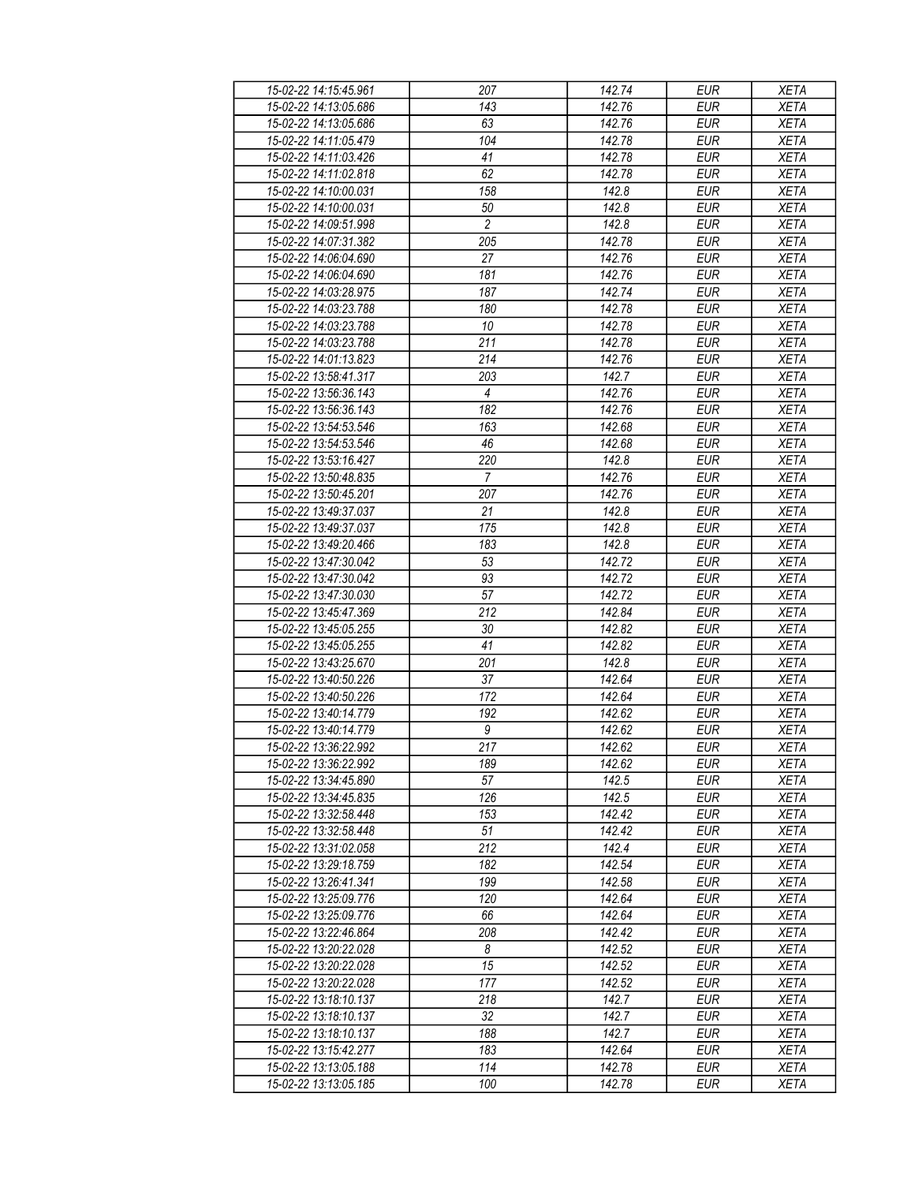| 15-02-22 14:15:45.961 | 207 | 142.74 | EUR | XETA |
|---|---|---|---|---|
| 15-02-22 14:13:05.686 | 143 | 142.76 | EUR | XETA |
| 15-02-22 14:13:05.686 | 63 | 142.76 | EUR | XETA |
| 15-02-22 14:11:05.479 | 104 | 142.78 | EUR | XETA |
| 15-02-22 14:11:03.426 | 41 | 142.78 | EUR | XETA |
| 15-02-22 14:11:02.818 | 62 | 142.78 | EUR | XETA |
| 15-02-22 14:10:00.031 | 158 | 142.8 | EUR | XETA |
| 15-02-22 14:10:00.031 | 50 | 142.8 | EUR | XETA |
| 15-02-22 14:09:51.998 | 2 | 142.8 | EUR | XETA |
| 15-02-22 14:07:31.382 | 205 | 142.78 | EUR | XETA |
| 15-02-22 14:06:04.690 | 27 | 142.76 | EUR | XETA |
| 15-02-22 14:06:04.690 | 181 | 142.76 | EUR | XETA |
| 15-02-22 14:03:28.975 | 187 | 142.74 | EUR | XETA |
| 15-02-22 14:03:23.788 | 180 | 142.78 | EUR | XETA |
| 15-02-22 14:03:23.788 | 10 | 142.78 | EUR | XETA |
| 15-02-22 14:03:23.788 | 211 | 142.78 | EUR | XETA |
| 15-02-22 14:01:13.823 | 214 | 142.76 | EUR | XETA |
| 15-02-22 13:58:41.317 | 203 | 142.7 | EUR | XETA |
| 15-02-22 13:56:36.143 | 4 | 142.76 | EUR | XETA |
| 15-02-22 13:56:36.143 | 182 | 142.76 | EUR | XETA |
| 15-02-22 13:54:53.546 | 163 | 142.68 | EUR | XETA |
| 15-02-22 13:54:53.546 | 46 | 142.68 | EUR | XETA |
| 15-02-22 13:53:16.427 | 220 | 142.8 | EUR | XETA |
| 15-02-22 13:50:48.835 | 7 | 142.76 | EUR | XETA |
| 15-02-22 13:50:45.201 | 207 | 142.76 | EUR | XETA |
| 15-02-22 13:49:37.037 | 21 | 142.8 | EUR | XETA |
| 15-02-22 13:49:37.037 | 175 | 142.8 | EUR | XETA |
| 15-02-22 13:49:20.466 | 183 | 142.8 | EUR | XETA |
| 15-02-22 13:47:30.042 | 53 | 142.72 | EUR | XETA |
| 15-02-22 13:47:30.042 | 93 | 142.72 | EUR | XETA |
| 15-02-22 13:47:30.030 | 57 | 142.72 | EUR | XETA |
| 15-02-22 13:45:47.369 | 212 | 142.84 | EUR | XETA |
| 15-02-22 13:45:05.255 | 30 | 142.82 | EUR | XETA |
| 15-02-22 13:45:05.255 | 41 | 142.82 | EUR | XETA |
| 15-02-22 13:43:25.670 | 201 | 142.8 | EUR | XETA |
| 15-02-22 13:40:50.226 | 37 | 142.64 | EUR | XETA |
| 15-02-22 13:40:50.226 | 172 | 142.64 | EUR | XETA |
| 15-02-22 13:40:14.779 | 192 | 142.62 | EUR | XETA |
| 15-02-22 13:40:14.779 | 9 | 142.62 | EUR | XETA |
| 15-02-22 13:36:22.992 | 217 | 142.62 | EUR | XETA |
| 15-02-22 13:36:22.992 | 189 | 142.62 | EUR | XETA |
| 15-02-22 13:34:45.890 | 57 | 142.5 | EUR | XETA |
| 15-02-22 13:34:45.835 | 126 | 142.5 | EUR | XETA |
| 15-02-22 13:32:58.448 | 153 | 142.42 | EUR | XETA |
| 15-02-22 13:32:58.448 | 51 | 142.42 | EUR | XETA |
| 15-02-22 13:31:02.058 | 212 | 142.4 | EUR | XETA |
| 15-02-22 13:29:18.759 | 182 | 142.54 | EUR | XETA |
| 15-02-22 13:26:41.341 | 199 | 142.58 | EUR | XETA |
| 15-02-22 13:25:09.776 | 120 | 142.64 | EUR | XETA |
| 15-02-22 13:25:09.776 | 66 | 142.64 | EUR | XETA |
| 15-02-22 13:22:46.864 | 208 | 142.42 | EUR | XETA |
| 15-02-22 13:20:22.028 | 8 | 142.52 | EUR | XETA |
| 15-02-22 13:20:22.028 | 15 | 142.52 | EUR | XETA |
| 15-02-22 13:20:22.028 | 177 | 142.52 | EUR | XETA |
| 15-02-22 13:18:10.137 | 218 | 142.7 | EUR | XETA |
| 15-02-22 13:18:10.137 | 32 | 142.7 | EUR | XETA |
| 15-02-22 13:18:10.137 | 188 | 142.7 | EUR | XETA |
| 15-02-22 13:15:42.277 | 183 | 142.64 | EUR | XETA |
| 15-02-22 13:13:05.188 | 114 | 142.78 | EUR | XETA |
| 15-02-22 13:13:05.185 | 100 | 142.78 | EUR | XETA |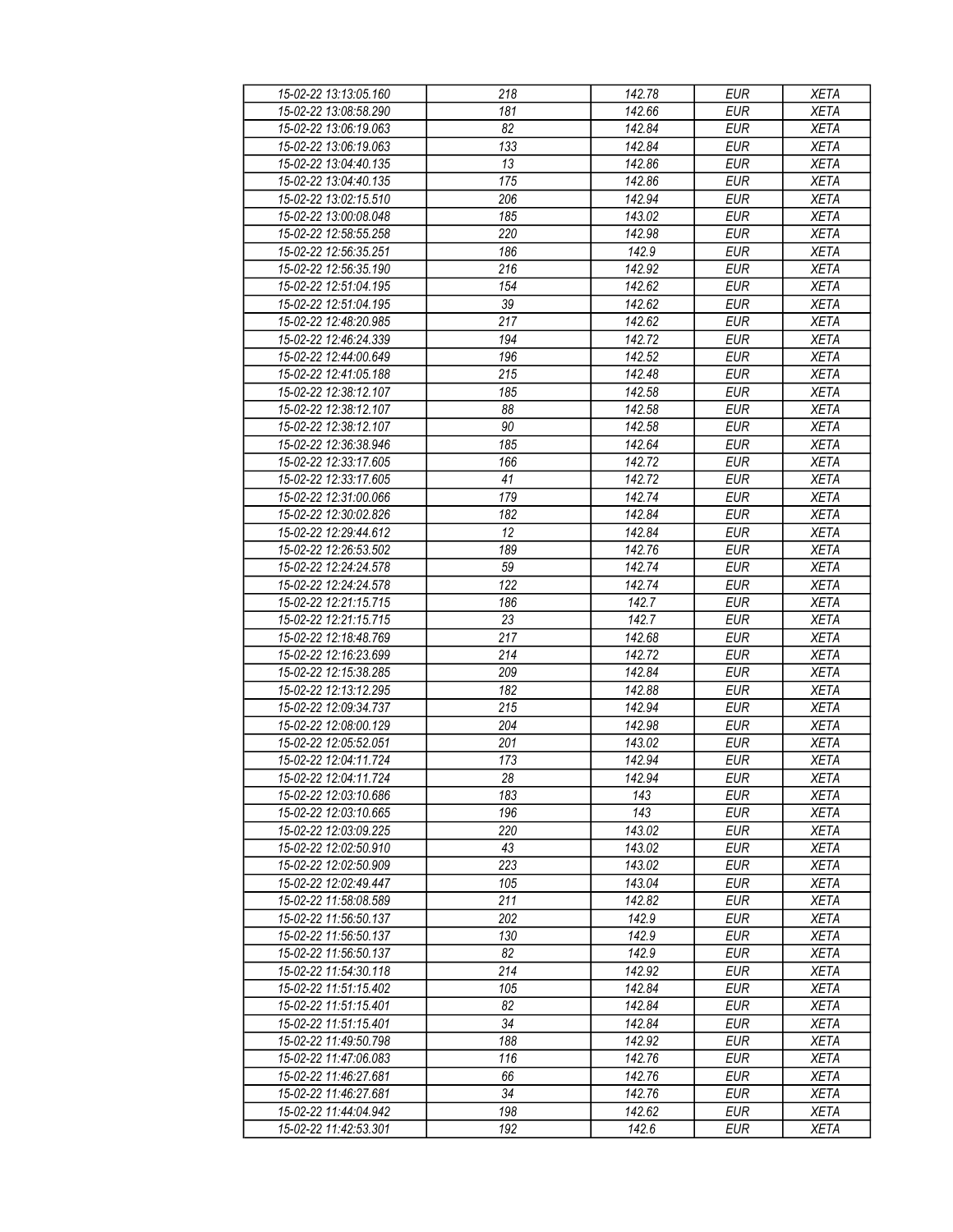| 15-02-22 13:13:05.160 | 218 | 142.78 | EUR | XETA |
|---|---|---|---|---|
| 15-02-22 13:08:58.290 | 181 | 142.66 | EUR | XETA |
| 15-02-22 13:06:19.063 | 82 | 142.84 | EUR | XETA |
| 15-02-22 13:06:19.063 | 133 | 142.84 | EUR | XETA |
| 15-02-22 13:04:40.135 | 13 | 142.86 | EUR | XETA |
| 15-02-22 13:04:40.135 | 175 | 142.86 | EUR | XETA |
| 15-02-22 13:02:15.510 | 206 | 142.94 | EUR | XETA |
| 15-02-22 13:00:08.048 | 185 | 143.02 | EUR | XETA |
| 15-02-22 12:58:55.258 | 220 | 142.98 | EUR | XETA |
| 15-02-22 12:56:35.251 | 186 | 142.9 | EUR | XETA |
| 15-02-22 12:56:35.190 | 216 | 142.92 | EUR | XETA |
| 15-02-22 12:51:04.195 | 154 | 142.62 | EUR | XETA |
| 15-02-22 12:51:04.195 | 39 | 142.62 | EUR | XETA |
| 15-02-22 12:48:20.985 | 217 | 142.62 | EUR | XETA |
| 15-02-22 12:46:24.339 | 194 | 142.72 | EUR | XETA |
| 15-02-22 12:44:00.649 | 196 | 142.52 | EUR | XETA |
| 15-02-22 12:41:05.188 | 215 | 142.48 | EUR | XETA |
| 15-02-22 12:38:12.107 | 185 | 142.58 | EUR | XETA |
| 15-02-22 12:38:12.107 | 88 | 142.58 | EUR | XETA |
| 15-02-22 12:38:12.107 | 90 | 142.58 | EUR | XETA |
| 15-02-22 12:36:38.946 | 185 | 142.64 | EUR | XETA |
| 15-02-22 12:33:17.605 | 166 | 142.72 | EUR | XETA |
| 15-02-22 12:33:17.605 | 41 | 142.72 | EUR | XETA |
| 15-02-22 12:31:00.066 | 179 | 142.74 | EUR | XETA |
| 15-02-22 12:30:02.826 | 182 | 142.84 | EUR | XETA |
| 15-02-22 12:29:44.612 | 12 | 142.84 | EUR | XETA |
| 15-02-22 12:26:53.502 | 189 | 142.76 | EUR | XETA |
| 15-02-22 12:24:24.578 | 59 | 142.74 | EUR | XETA |
| 15-02-22 12:24:24.578 | 122 | 142.74 | EUR | XETA |
| 15-02-22 12:21:15.715 | 186 | 142.7 | EUR | XETA |
| 15-02-22 12:21:15.715 | 23 | 142.7 | EUR | XETA |
| 15-02-22 12:18:48.769 | 217 | 142.68 | EUR | XETA |
| 15-02-22 12:16:23.699 | 214 | 142.72 | EUR | XETA |
| 15-02-22 12:15:38.285 | 209 | 142.84 | EUR | XETA |
| 15-02-22 12:13:12.295 | 182 | 142.88 | EUR | XETA |
| 15-02-22 12:09:34.737 | 215 | 142.94 | EUR | XETA |
| 15-02-22 12:08:00.129 | 204 | 142.98 | EUR | XETA |
| 15-02-22 12:05:52.051 | 201 | 143.02 | EUR | XETA |
| 15-02-22 12:04:11.724 | 173 | 142.94 | EUR | XETA |
| 15-02-22 12:04:11.724 | 28 | 142.94 | EUR | XETA |
| 15-02-22 12:03:10.686 | 183 | 143 | EUR | XETA |
| 15-02-22 12:03:10.665 | 196 | 143 | EUR | XETA |
| 15-02-22 12:03:09.225 | 220 | 143.02 | EUR | XETA |
| 15-02-22 12:02:50.910 | 43 | 143.02 | EUR | XETA |
| 15-02-22 12:02:50.909 | 223 | 143.02 | EUR | XETA |
| 15-02-22 12:02:49.447 | 105 | 143.04 | EUR | XETA |
| 15-02-22 11:58:08.589 | 211 | 142.82 | EUR | XETA |
| 15-02-22 11:56:50.137 | 202 | 142.9 | EUR | XETA |
| 15-02-22 11:56:50.137 | 130 | 142.9 | EUR | XETA |
| 15-02-22 11:56:50.137 | 82 | 142.9 | EUR | XETA |
| 15-02-22 11:54:30.118 | 214 | 142.92 | EUR | XETA |
| 15-02-22 11:51:15.402 | 105 | 142.84 | EUR | XETA |
| 15-02-22 11:51:15.401 | 82 | 142.84 | EUR | XETA |
| 15-02-22 11:51:15.401 | 34 | 142.84 | EUR | XETA |
| 15-02-22 11:49:50.798 | 188 | 142.92 | EUR | XETA |
| 15-02-22 11:47:06.083 | 116 | 142.76 | EUR | XETA |
| 15-02-22 11:46:27.681 | 66 | 142.76 | EUR | XETA |
| 15-02-22 11:46:27.681 | 34 | 142.76 | EUR | XETA |
| 15-02-22 11:44:04.942 | 198 | 142.62 | EUR | XETA |
| 15-02-22 11:42:53.301 | 192 | 142.6 | EUR | XETA |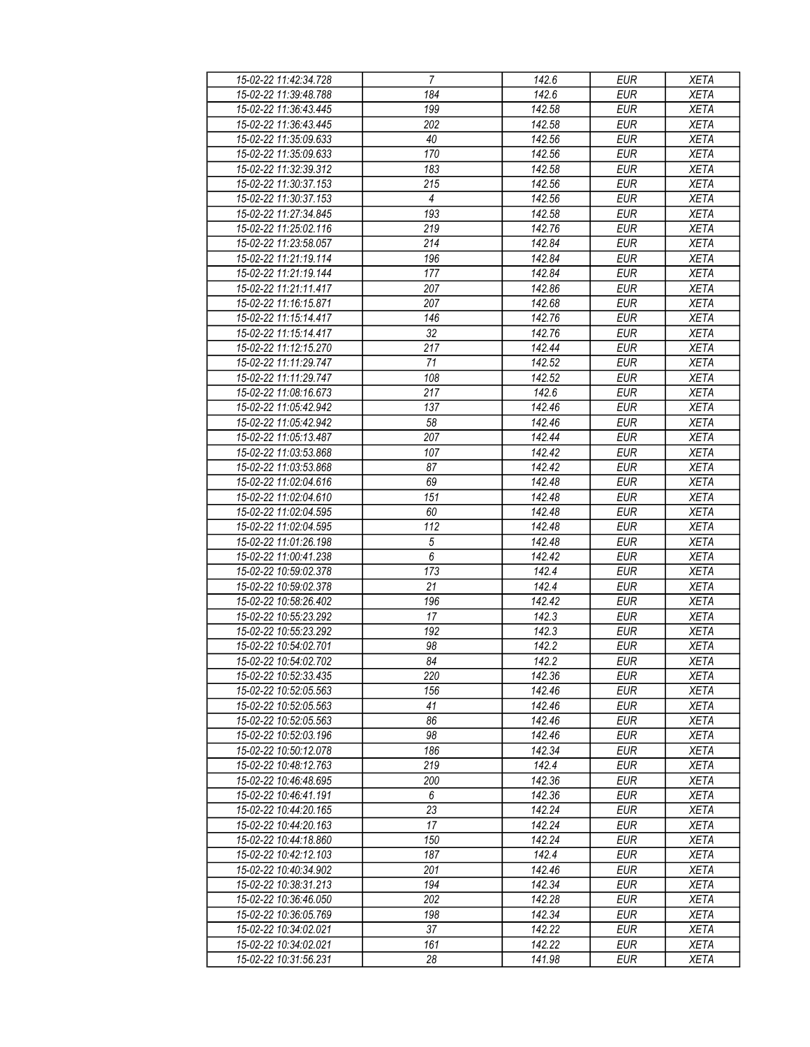| 15-02-22 11:42:34.728 | 7 | 142.6 | EUR | XETA |
|---|---|---|---|---|
| 15-02-22 11:39:48.788 | 184 | 142.6 | EUR | XETA |
| 15-02-22 11:36:43.445 | 199 | 142.58 | EUR | XETA |
| 15-02-22 11:36:43.445 | 202 | 142.58 | EUR | XETA |
| 15-02-22 11:35:09.633 | 40 | 142.56 | EUR | XETA |
| 15-02-22 11:35:09.633 | 170 | 142.56 | EUR | XETA |
| 15-02-22 11:32:39.312 | 183 | 142.58 | EUR | XETA |
| 15-02-22 11:30:37.153 | 215 | 142.56 | EUR | XETA |
| 15-02-22 11:30:37.153 | 4 | 142.56 | EUR | XETA |
| 15-02-22 11:27:34.845 | 193 | 142.58 | EUR | XETA |
| 15-02-22 11:25:02.116 | 219 | 142.76 | EUR | XETA |
| 15-02-22 11:23:58.057 | 214 | 142.84 | EUR | XETA |
| 15-02-22 11:21:19.114 | 196 | 142.84 | EUR | XETA |
| 15-02-22 11:21:19.144 | 177 | 142.84 | EUR | XETA |
| 15-02-22 11:21:11.417 | 207 | 142.86 | EUR | XETA |
| 15-02-22 11:16:15.871 | 207 | 142.68 | EUR | XETA |
| 15-02-22 11:15:14.417 | 146 | 142.76 | EUR | XETA |
| 15-02-22 11:15:14.417 | 32 | 142.76 | EUR | XETA |
| 15-02-22 11:12:15.270 | 217 | 142.44 | EUR | XETA |
| 15-02-22 11:11:29.747 | 71 | 142.52 | EUR | XETA |
| 15-02-22 11:11:29.747 | 108 | 142.52 | EUR | XETA |
| 15-02-22 11:08:16.673 | 217 | 142.6 | EUR | XETA |
| 15-02-22 11:05:42.942 | 137 | 142.46 | EUR | XETA |
| 15-02-22 11:05:42.942 | 58 | 142.46 | EUR | XETA |
| 15-02-22 11:05:13.487 | 207 | 142.44 | EUR | XETA |
| 15-02-22 11:03:53.868 | 107 | 142.42 | EUR | XETA |
| 15-02-22 11:03:53.868 | 87 | 142.42 | EUR | XETA |
| 15-02-22 11:02:04.616 | 69 | 142.48 | EUR | XETA |
| 15-02-22 11:02:04.610 | 151 | 142.48 | EUR | XETA |
| 15-02-22 11:02:04.595 | 60 | 142.48 | EUR | XETA |
| 15-02-22 11:02:04.595 | 112 | 142.48 | EUR | XETA |
| 15-02-22 11:01:26.198 | 5 | 142.48 | EUR | XETA |
| 15-02-22 11:00:41.238 | 6 | 142.42 | EUR | XETA |
| 15-02-22 10:59:02.378 | 173 | 142.4 | EUR | XETA |
| 15-02-22 10:59:02.378 | 21 | 142.4 | EUR | XETA |
| 15-02-22 10:58:26.402 | 196 | 142.42 | EUR | XETA |
| 15-02-22 10:55:23.292 | 17 | 142.3 | EUR | XETA |
| 15-02-22 10:55:23.292 | 192 | 142.3 | EUR | XETA |
| 15-02-22 10:54:02.701 | 98 | 142.2 | EUR | XETA |
| 15-02-22 10:54:02.702 | 84 | 142.2 | EUR | XETA |
| 15-02-22 10:52:33.435 | 220 | 142.36 | EUR | XETA |
| 15-02-22 10:52:05.563 | 156 | 142.46 | EUR | XETA |
| 15-02-22 10:52:05.563 | 41 | 142.46 | EUR | XETA |
| 15-02-22 10:52:05.563 | 86 | 142.46 | EUR | XETA |
| 15-02-22 10:52:03.196 | 98 | 142.46 | EUR | XETA |
| 15-02-22 10:50:12.078 | 186 | 142.34 | EUR | XETA |
| 15-02-22 10:48:12.763 | 219 | 142.4 | EUR | XETA |
| 15-02-22 10:46:48.695 | 200 | 142.36 | EUR | XETA |
| 15-02-22 10:46:41.191 | 6 | 142.36 | EUR | XETA |
| 15-02-22 10:44:20.165 | 23 | 142.24 | EUR | XETA |
| 15-02-22 10:44:20.163 | 17 | 142.24 | EUR | XETA |
| 15-02-22 10:44:18.860 | 150 | 142.24 | EUR | XETA |
| 15-02-22 10:42:12.103 | 187 | 142.4 | EUR | XETA |
| 15-02-22 10:40:34.902 | 201 | 142.46 | EUR | XETA |
| 15-02-22 10:38:31.213 | 194 | 142.34 | EUR | XETA |
| 15-02-22 10:36:46.050 | 202 | 142.28 | EUR | XETA |
| 15-02-22 10:36:05.769 | 198 | 142.34 | EUR | XETA |
| 15-02-22 10:34:02.021 | 37 | 142.22 | EUR | XETA |
| 15-02-22 10:34:02.021 | 161 | 142.22 | EUR | XETA |
| 15-02-22 10:31:56.231 | 28 | 141.98 | EUR | XETA |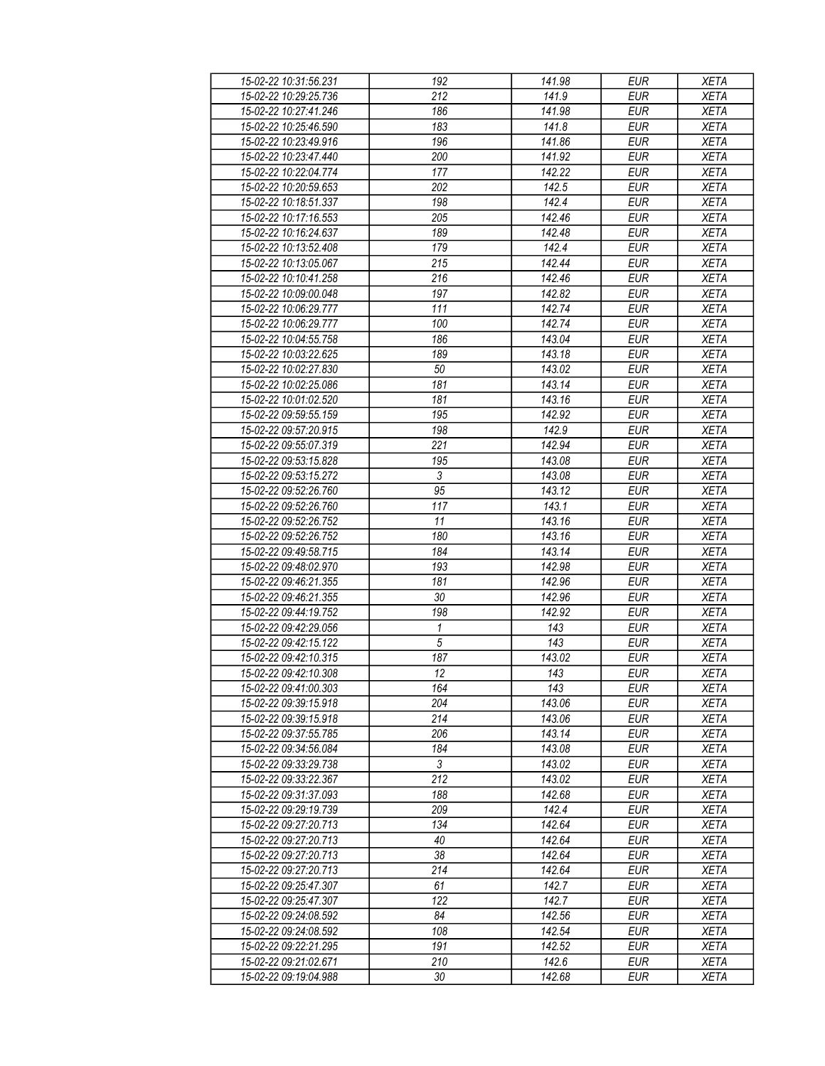| 15-02-22 10:31:56.231 | 192 | 141.98 | EUR | XETA |
|---|---|---|---|---|
| 15-02-22 10:29:25.736 | 212 | 141.9 | EUR | XETA |
| 15-02-22 10:27:41.246 | 186 | 141.98 | EUR | XETA |
| 15-02-22 10:25:46.590 | 183 | 141.8 | EUR | XETA |
| 15-02-22 10:23:49.916 | 196 | 141.86 | EUR | XETA |
| 15-02-22 10:23:47.440 | 200 | 141.92 | EUR | XETA |
| 15-02-22 10:22:04.774 | 177 | 142.22 | EUR | XETA |
| 15-02-22 10:20:59.653 | 202 | 142.5 | EUR | XETA |
| 15-02-22 10:18:51.337 | 198 | 142.4 | EUR | XETA |
| 15-02-22 10:17:16.553 | 205 | 142.46 | EUR | XETA |
| 15-02-22 10:16:24.637 | 189 | 142.48 | EUR | XETA |
| 15-02-22 10:13:52.408 | 179 | 142.4 | EUR | XETA |
| 15-02-22 10:13:05.067 | 215 | 142.44 | EUR | XETA |
| 15-02-22 10:10:41.258 | 216 | 142.46 | EUR | XETA |
| 15-02-22 10:09:00.048 | 197 | 142.82 | EUR | XETA |
| 15-02-22 10:06:29.777 | 111 | 142.74 | EUR | XETA |
| 15-02-22 10:06:29.777 | 100 | 142.74 | EUR | XETA |
| 15-02-22 10:04:55.758 | 186 | 143.04 | EUR | XETA |
| 15-02-22 10:03:22.625 | 189 | 143.18 | EUR | XETA |
| 15-02-22 10:02:27.830 | 50 | 143.02 | EUR | XETA |
| 15-02-22 10:02:25.086 | 181 | 143.14 | EUR | XETA |
| 15-02-22 10:01:02.520 | 181 | 143.16 | EUR | XETA |
| 15-02-22 09:59:55.159 | 195 | 142.92 | EUR | XETA |
| 15-02-22 09:57:20.915 | 198 | 142.9 | EUR | XETA |
| 15-02-22 09:55:07.319 | 221 | 142.94 | EUR | XETA |
| 15-02-22 09:53:15.828 | 195 | 143.08 | EUR | XETA |
| 15-02-22 09:53:15.272 | 3 | 143.08 | EUR | XETA |
| 15-02-22 09:52:26.760 | 95 | 143.12 | EUR | XETA |
| 15-02-22 09:52:26.760 | 117 | 143.1 | EUR | XETA |
| 15-02-22 09:52:26.752 | 11 | 143.16 | EUR | XETA |
| 15-02-22 09:52:26.752 | 180 | 143.16 | EUR | XETA |
| 15-02-22 09:49:58.715 | 184 | 143.14 | EUR | XETA |
| 15-02-22 09:48:02.970 | 193 | 142.98 | EUR | XETA |
| 15-02-22 09:46:21.355 | 181 | 142.96 | EUR | XETA |
| 15-02-22 09:46:21.355 | 30 | 142.96 | EUR | XETA |
| 15-02-22 09:44:19.752 | 198 | 142.92 | EUR | XETA |
| 15-02-22 09:42:29.056 | 1 | 143 | EUR | XETA |
| 15-02-22 09:42:15.122 | 5 | 143 | EUR | XETA |
| 15-02-22 09:42:10.315 | 187 | 143.02 | EUR | XETA |
| 15-02-22 09:42:10.308 | 12 | 143 | EUR | XETA |
| 15-02-22 09:41:00.303 | 164 | 143 | EUR | XETA |
| 15-02-22 09:39:15.918 | 204 | 143.06 | EUR | XETA |
| 15-02-22 09:39:15.918 | 214 | 143.06 | EUR | XETA |
| 15-02-22 09:37:55.785 | 206 | 143.14 | EUR | XETA |
| 15-02-22 09:34:56.084 | 184 | 143.08 | EUR | XETA |
| 15-02-22 09:33:29.738 | 3 | 143.02 | EUR | XETA |
| 15-02-22 09:33:22.367 | 212 | 143.02 | EUR | XETA |
| 15-02-22 09:31:37.093 | 188 | 142.68 | EUR | XETA |
| 15-02-22 09:29:19.739 | 209 | 142.4 | EUR | XETA |
| 15-02-22 09:27:20.713 | 134 | 142.64 | EUR | XETA |
| 15-02-22 09:27:20.713 | 40 | 142.64 | EUR | XETA |
| 15-02-22 09:27:20.713 | 38 | 142.64 | EUR | XETA |
| 15-02-22 09:27:20.713 | 214 | 142.64 | EUR | XETA |
| 15-02-22 09:25:47.307 | 61 | 142.7 | EUR | XETA |
| 15-02-22 09:25:47.307 | 122 | 142.7 | EUR | XETA |
| 15-02-22 09:24:08.592 | 84 | 142.56 | EUR | XETA |
| 15-02-22 09:24:08.592 | 108 | 142.54 | EUR | XETA |
| 15-02-22 09:22:21.295 | 191 | 142.52 | EUR | XETA |
| 15-02-22 09:21:02.671 | 210 | 142.6 | EUR | XETA |
| 15-02-22 09:19:04.988 | 30 | 142.68 | EUR | XETA |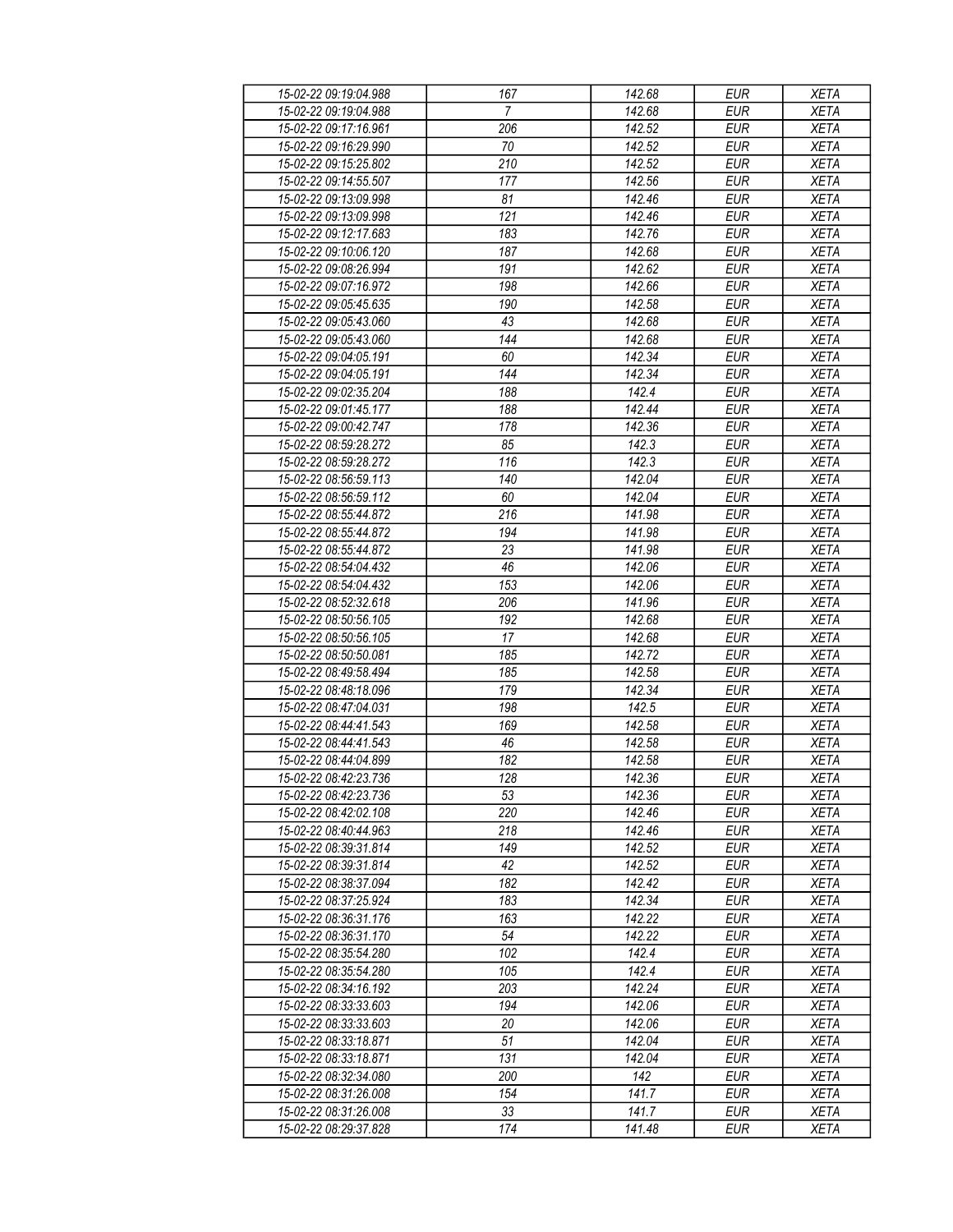| 15-02-22 09:19:04.988 | 167 | 142.68 | EUR | XETA |
|---|---|---|---|---|
| 15-02-22 09:19:04.988 | 7 | 142.68 | EUR | XETA |
| 15-02-22 09:17:16.961 | 206 | 142.52 | EUR | XETA |
| 15-02-22 09:16:29.990 | 70 | 142.52 | EUR | XETA |
| 15-02-22 09:15:25.802 | 210 | 142.52 | EUR | XETA |
| 15-02-22 09:14:55.507 | 177 | 142.56 | EUR | XETA |
| 15-02-22 09:13:09.998 | 81 | 142.46 | EUR | XETA |
| 15-02-22 09:13:09.998 | 121 | 142.46 | EUR | XETA |
| 15-02-22 09:12:17.683 | 183 | 142.76 | EUR | XETA |
| 15-02-22 09:10:06.120 | 187 | 142.68 | EUR | XETA |
| 15-02-22 09:08:26.994 | 191 | 142.62 | EUR | XETA |
| 15-02-22 09:07:16.972 | 198 | 142.66 | EUR | XETA |
| 15-02-22 09:05:45.635 | 190 | 142.58 | EUR | XETA |
| 15-02-22 09:05:43.060 | 43 | 142.68 | EUR | XETA |
| 15-02-22 09:05:43.060 | 144 | 142.68 | EUR | XETA |
| 15-02-22 09:04:05.191 | 60 | 142.34 | EUR | XETA |
| 15-02-22 09:04:05.191 | 144 | 142.34 | EUR | XETA |
| 15-02-22 09:02:35.204 | 188 | 142.4 | EUR | XETA |
| 15-02-22 09:01:45.177 | 188 | 142.44 | EUR | XETA |
| 15-02-22 09:00:42.747 | 178 | 142.36 | EUR | XETA |
| 15-02-22 08:59:28.272 | 85 | 142.3 | EUR | XETA |
| 15-02-22 08:59:28.272 | 116 | 142.3 | EUR | XETA |
| 15-02-22 08:56:59.113 | 140 | 142.04 | EUR | XETA |
| 15-02-22 08:56:59.112 | 60 | 142.04 | EUR | XETA |
| 15-02-22 08:55:44.872 | 216 | 141.98 | EUR | XETA |
| 15-02-22 08:55:44.872 | 194 | 141.98 | EUR | XETA |
| 15-02-22 08:55:44.872 | 23 | 141.98 | EUR | XETA |
| 15-02-22 08:54:04.432 | 46 | 142.06 | EUR | XETA |
| 15-02-22 08:54:04.432 | 153 | 142.06 | EUR | XETA |
| 15-02-22 08:52:32.618 | 206 | 141.96 | EUR | XETA |
| 15-02-22 08:50:56.105 | 192 | 142.68 | EUR | XETA |
| 15-02-22 08:50:56.105 | 17 | 142.68 | EUR | XETA |
| 15-02-22 08:50:50.081 | 185 | 142.72 | EUR | XETA |
| 15-02-22 08:49:58.494 | 185 | 142.58 | EUR | XETA |
| 15-02-22 08:48:18.096 | 179 | 142.34 | EUR | XETA |
| 15-02-22 08:47:04.031 | 198 | 142.5 | EUR | XETA |
| 15-02-22 08:44:41.543 | 169 | 142.58 | EUR | XETA |
| 15-02-22 08:44:41.543 | 46 | 142.58 | EUR | XETA |
| 15-02-22 08:44:04.899 | 182 | 142.58 | EUR | XETA |
| 15-02-22 08:42:23.736 | 128 | 142.36 | EUR | XETA |
| 15-02-22 08:42:23.736 | 53 | 142.36 | EUR | XETA |
| 15-02-22 08:42:02.108 | 220 | 142.46 | EUR | XETA |
| 15-02-22 08:40:44.963 | 218 | 142.46 | EUR | XETA |
| 15-02-22 08:39:31.814 | 149 | 142.52 | EUR | XETA |
| 15-02-22 08:39:31.814 | 42 | 142.52 | EUR | XETA |
| 15-02-22 08:38:37.094 | 182 | 142.42 | EUR | XETA |
| 15-02-22 08:37:25.924 | 183 | 142.34 | EUR | XETA |
| 15-02-22 08:36:31.176 | 163 | 142.22 | EUR | XETA |
| 15-02-22 08:36:31.170 | 54 | 142.22 | EUR | XETA |
| 15-02-22 08:35:54.280 | 102 | 142.4 | EUR | XETA |
| 15-02-22 08:35:54.280 | 105 | 142.4 | EUR | XETA |
| 15-02-22 08:34:16.192 | 203 | 142.24 | EUR | XETA |
| 15-02-22 08:33:33.603 | 194 | 142.06 | EUR | XETA |
| 15-02-22 08:33:33.603 | 20 | 142.06 | EUR | XETA |
| 15-02-22 08:33:18.871 | 51 | 142.04 | EUR | XETA |
| 15-02-22 08:33:18.871 | 131 | 142.04 | EUR | XETA |
| 15-02-22 08:32:34.080 | 200 | 142 | EUR | XETA |
| 15-02-22 08:31:26.008 | 154 | 141.7 | EUR | XETA |
| 15-02-22 08:31:26.008 | 33 | 141.7 | EUR | XETA |
| 15-02-22 08:29:37.828 | 174 | 141.48 | EUR | XETA |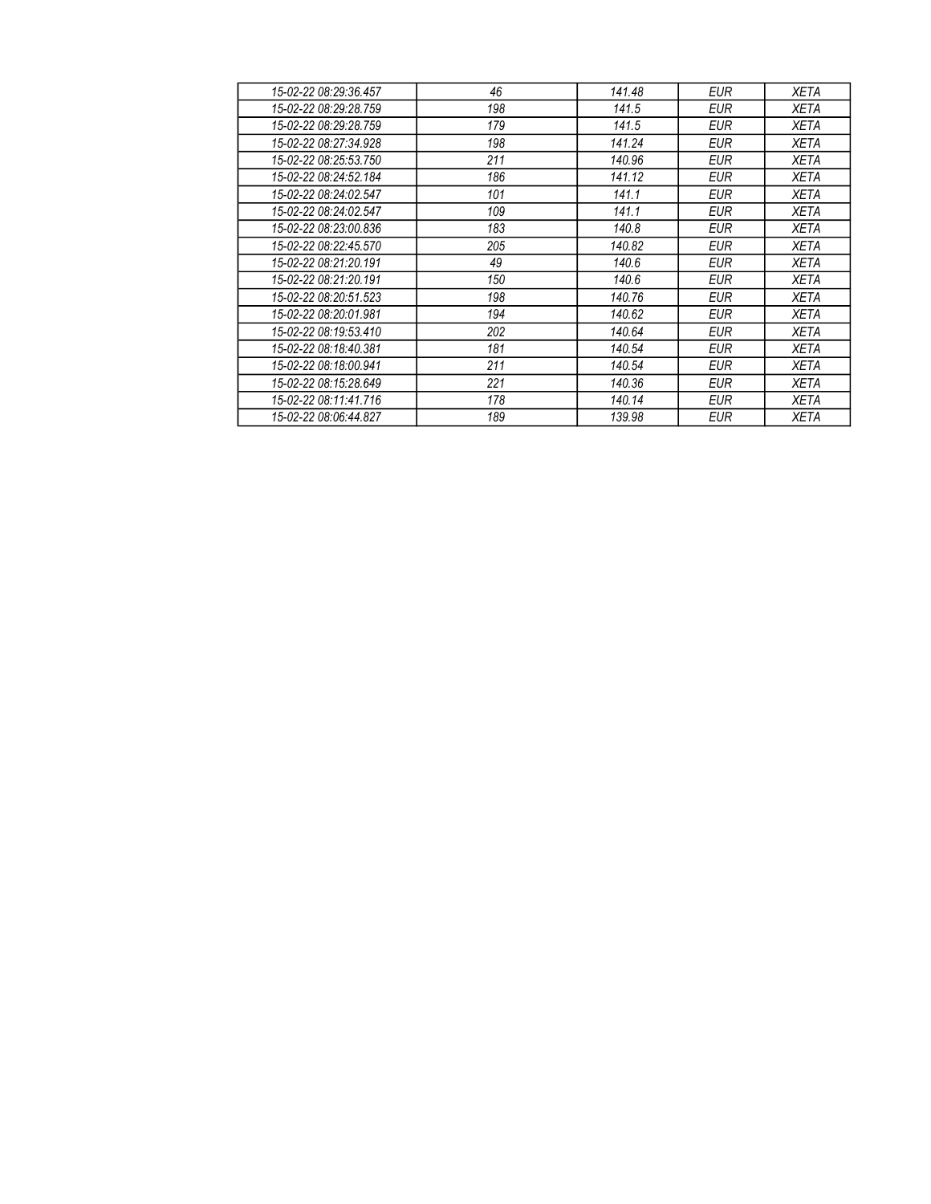| 15-02-22 08:29:36.457 | 46 | 141.48 | EUR | XETA |
|---|---|---|---|---|
| 15-02-22 08:29:28.759 | 198 | 141.5 | EUR | XETA |
| 15-02-22 08:29:28.759 | 179 | 141.5 | EUR | XETA |
| 15-02-22 08:27:34.928 | 198 | 141.24 | EUR | XETA |
| 15-02-22 08:25:53.750 | 211 | 140.96 | EUR | XETA |
| 15-02-22 08:24:52.184 | 186 | 141.12 | EUR | XETA |
| 15-02-22 08:24:02.547 | 101 | 141.1 | EUR | XETA |
| 15-02-22 08:24:02.547 | 109 | 141.1 | EUR | XETA |
| 15-02-22 08:23:00.836 | 183 | 140.8 | EUR | XETA |
| 15-02-22 08:22:45.570 | 205 | 140.82 | EUR | XETA |
| 15-02-22 08:21:20.191 | 49 | 140.6 | EUR | XETA |
| 15-02-22 08:21:20.191 | 150 | 140.6 | EUR | XETA |
| 15-02-22 08:20:51.523 | 198 | 140.76 | EUR | XETA |
| 15-02-22 08:20:01.981 | 194 | 140.62 | EUR | XETA |
| 15-02-22 08:19:53.410 | 202 | 140.64 | EUR | XETA |
| 15-02-22 08:18:40.381 | 181 | 140.54 | EUR | XETA |
| 15-02-22 08:18:00.941 | 211 | 140.54 | EUR | XETA |
| 15-02-22 08:15:28.649 | 221 | 140.36 | EUR | XETA |
| 15-02-22 08:11:41.716 | 178 | 140.14 | EUR | XETA |
| 15-02-22 08:06:44.827 | 189 | 139.98 | EUR | XETA |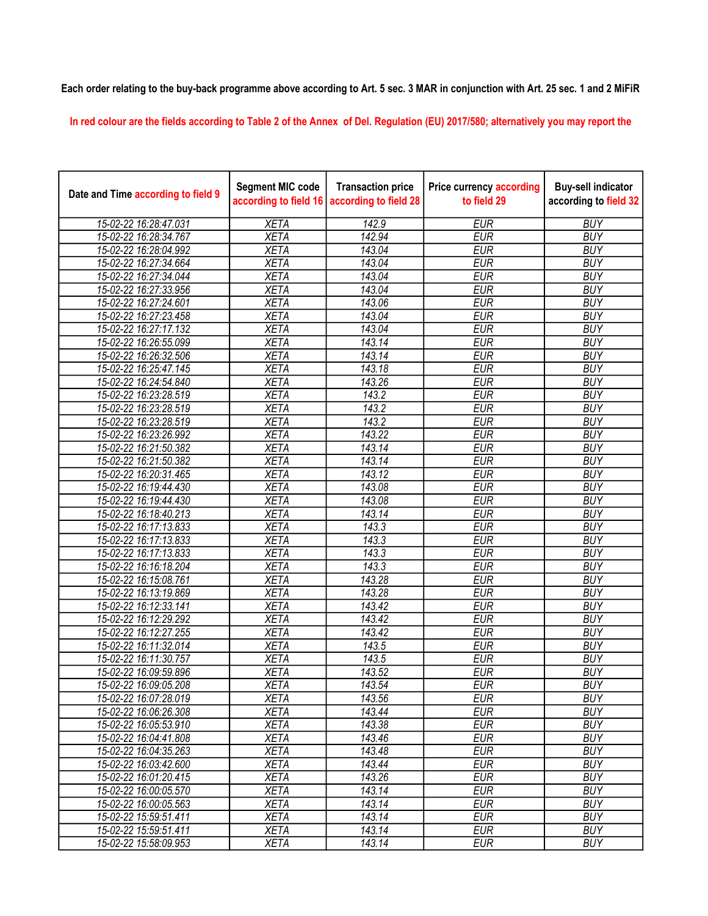Each order relating to the buy-back programme above according to Art. 5 sec. 3 MAR in conjunction with Art. 25 sec. 1 and 2 MiFiR

In red colour are the fields according to Table 2 of the Annex of Del. Regulation (EU) 2017/580; alternatively you may report the

| Date and Time according to field 9 | Segment MIC code according to field 16 | Transaction price according to field 28 | Price currency according to field 29 | Buy-sell indicator according to field 32 |
|---|---|---|---|---|
| 15-02-22 16:28:47.031 | XETA | 142.9 | EUR | BUY |
| 15-02-22 16:28:34.767 | XETA | 142.94 | EUR | BUY |
| 15-02-22 16:28:04.992 | XETA | 143.04 | EUR | BUY |
| 15-02-22 16:27:34.664 | XETA | 143.04 | EUR | BUY |
| 15-02-22 16:27:34.044 | XETA | 143.04 | EUR | BUY |
| 15-02-22 16:27:33.956 | XETA | 143.04 | EUR | BUY |
| 15-02-22 16:27:24.601 | XETA | 143.06 | EUR | BUY |
| 15-02-22 16:27:23.458 | XETA | 143.04 | EUR | BUY |
| 15-02-22 16:27:17.132 | XETA | 143.04 | EUR | BUY |
| 15-02-22 16:26:55.099 | XETA | 143.14 | EUR | BUY |
| 15-02-22 16:26:32.506 | XETA | 143.14 | EUR | BUY |
| 15-02-22 16:25:47.145 | XETA | 143.18 | EUR | BUY |
| 15-02-22 16:24:54.840 | XETA | 143.26 | EUR | BUY |
| 15-02-22 16:23:28.519 | XETA | 143.2 | EUR | BUY |
| 15-02-22 16:23:28.519 | XETA | 143.2 | EUR | BUY |
| 15-02-22 16:23:28.519 | XETA | 143.2 | EUR | BUY |
| 15-02-22 16:23:26.992 | XETA | 143.22 | EUR | BUY |
| 15-02-22 16:21:50.382 | XETA | 143.14 | EUR | BUY |
| 15-02-22 16:21:50.382 | XETA | 143.14 | EUR | BUY |
| 15-02-22 16:20:31.465 | XETA | 143.12 | EUR | BUY |
| 15-02-22 16:19:44.430 | XETA | 143.08 | EUR | BUY |
| 15-02-22 16:19:44.430 | XETA | 143.08 | EUR | BUY |
| 15-02-22 16:18:40.213 | XETA | 143.14 | EUR | BUY |
| 15-02-22 16:17:13.833 | XETA | 143.3 | EUR | BUY |
| 15-02-22 16:17:13.833 | XETA | 143.3 | EUR | BUY |
| 15-02-22 16:17:13.833 | XETA | 143.3 | EUR | BUY |
| 15-02-22 16:16:18.204 | XETA | 143.3 | EUR | BUY |
| 15-02-22 16:15:08.761 | XETA | 143.28 | EUR | BUY |
| 15-02-22 16:13:19.869 | XETA | 143.28 | EUR | BUY |
| 15-02-22 16:12:33.141 | XETA | 143.42 | EUR | BUY |
| 15-02-22 16:12:29.292 | XETA | 143.42 | EUR | BUY |
| 15-02-22 16:12:27.255 | XETA | 143.42 | EUR | BUY |
| 15-02-22 16:11:32.014 | XETA | 143.5 | EUR | BUY |
| 15-02-22 16:11:30.757 | XETA | 143.5 | EUR | BUY |
| 15-02-22 16:09:59.896 | XETA | 143.52 | EUR | BUY |
| 15-02-22 16:09:05.208 | XETA | 143.54 | EUR | BUY |
| 15-02-22 16:07:28.019 | XETA | 143.56 | EUR | BUY |
| 15-02-22 16:06:26.308 | XETA | 143.44 | EUR | BUY |
| 15-02-22 16:05:53.910 | XETA | 143.38 | EUR | BUY |
| 15-02-22 16:04:41.808 | XETA | 143.46 | EUR | BUY |
| 15-02-22 16:04:35.263 | XETA | 143.48 | EUR | BUY |
| 15-02-22 16:03:42.600 | XETA | 143.44 | EUR | BUY |
| 15-02-22 16:01:20.415 | XETA | 143.26 | EUR | BUY |
| 15-02-22 16:00:05.570 | XETA | 143.14 | EUR | BUY |
| 15-02-22 16:00:05.563 | XETA | 143.14 | EUR | BUY |
| 15-02-22 15:59:51.411 | XETA | 143.14 | EUR | BUY |
| 15-02-22 15:59:51.411 | XETA | 143.14 | EUR | BUY |
| 15-02-22 15:58:09.953 | XETA | 143.14 | EUR | BUY |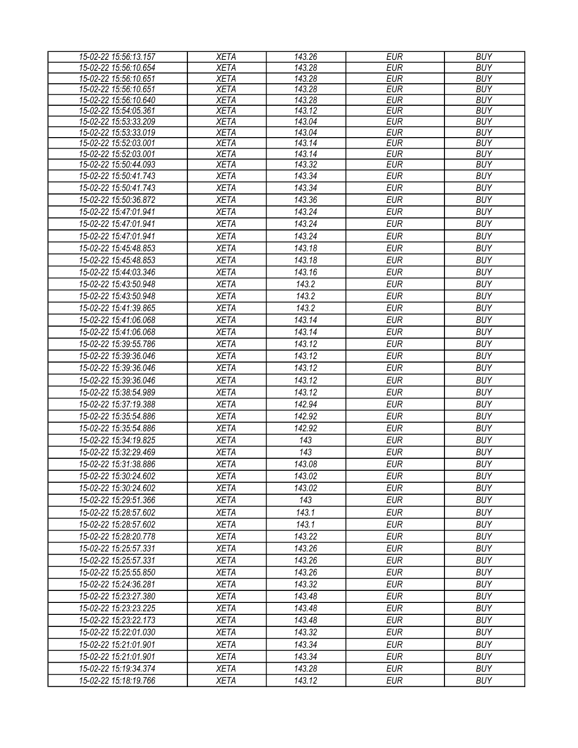| | | | | |
|---|---|---|---|---|
| 15-02-22 15:56:13.157 | XETA | 143.26 | EUR | BUY |
| 15-02-22 15:56:10.654 | XETA | 143.28 | EUR | BUY |
| 15-02-22 15:56:10.651 | XETA | 143.28 | EUR | BUY |
| 15-02-22 15:56:10.651 | XETA | 143.28 | EUR | BUY |
| 15-02-22 15:56:10.640 | XETA | 143.28 | EUR | BUY |
| 15-02-22 15:54:05.361 | XETA | 143.12 | EUR | BUY |
| 15-02-22 15:53:33.209 | XETA | 143.04 | EUR | BUY |
| 15-02-22 15:53:33.019 | XETA | 143.04 | EUR | BUY |
| 15-02-22 15:52:03.001 | XETA | 143.14 | EUR | BUY |
| 15-02-22 15:52:03.001 | XETA | 143.14 | EUR | BUY |
| 15-02-22 15:50:44.093 | XETA | 143.32 | EUR | BUY |
| 15-02-22 15:50:41.743 | XETA | 143.34 | EUR | BUY |
| 15-02-22 15:50:41.743 | XETA | 143.34 | EUR | BUY |
| 15-02-22 15:50:36.872 | XETA | 143.36 | EUR | BUY |
| 15-02-22 15:47:01.941 | XETA | 143.24 | EUR | BUY |
| 15-02-22 15:47:01.941 | XETA | 143.24 | EUR | BUY |
| 15-02-22 15:47:01.941 | XETA | 143.24 | EUR | BUY |
| 15-02-22 15:45:48.853 | XETA | 143.18 | EUR | BUY |
| 15-02-22 15:45:48.853 | XETA | 143.18 | EUR | BUY |
| 15-02-22 15:44:03.346 | XETA | 143.16 | EUR | BUY |
| 15-02-22 15:43:50.948 | XETA | 143.2 | EUR | BUY |
| 15-02-22 15:43:50.948 | XETA | 143.2 | EUR | BUY |
| 15-02-22 15:41:39.865 | XETA | 143.2 | EUR | BUY |
| 15-02-22 15:41:06.068 | XETA | 143.14 | EUR | BUY |
| 15-02-22 15:41:06.068 | XETA | 143.14 | EUR | BUY |
| 15-02-22 15:39:55.786 | XETA | 143.12 | EUR | BUY |
| 15-02-22 15:39:36.046 | XETA | 143.12 | EUR | BUY |
| 15-02-22 15:39:36.046 | XETA | 143.12 | EUR | BUY |
| 15-02-22 15:39:36.046 | XETA | 143.12 | EUR | BUY |
| 15-02-22 15:38:54.989 | XETA | 143.12 | EUR | BUY |
| 15-02-22 15:37:19.388 | XETA | 142.94 | EUR | BUY |
| 15-02-22 15:35:54.886 | XETA | 142.92 | EUR | BUY |
| 15-02-22 15:35:54.886 | XETA | 142.92 | EUR | BUY |
| 15-02-22 15:34:19.825 | XETA | 143 | EUR | BUY |
| 15-02-22 15:32:29.469 | XETA | 143 | EUR | BUY |
| 15-02-22 15:31:38.886 | XETA | 143.08 | EUR | BUY |
| 15-02-22 15:30:24.602 | XETA | 143.02 | EUR | BUY |
| 15-02-22 15:30:24.602 | XETA | 143.02 | EUR | BUY |
| 15-02-22 15:29:51.366 | XETA | 143 | EUR | BUY |
| 15-02-22 15:28:57.602 | XETA | 143.1 | EUR | BUY |
| 15-02-22 15:28:57.602 | XETA | 143.1 | EUR | BUY |
| 15-02-22 15:28:20.778 | XETA | 143.22 | EUR | BUY |
| 15-02-22 15:25:57.331 | XETA | 143.26 | EUR | BUY |
| 15-02-22 15:25:57.331 | XETA | 143.26 | EUR | BUY |
| 15-02-22 15:25:55.850 | XETA | 143.26 | EUR | BUY |
| 15-02-22 15:24:36.281 | XETA | 143.32 | EUR | BUY |
| 15-02-22 15:23:27.380 | XETA | 143.48 | EUR | BUY |
| 15-02-22 15:23:23.225 | XETA | 143.48 | EUR | BUY |
| 15-02-22 15:23:22.173 | XETA | 143.48 | EUR | BUY |
| 15-02-22 15:22:01.030 | XETA | 143.32 | EUR | BUY |
| 15-02-22 15:21:01.901 | XETA | 143.34 | EUR | BUY |
| 15-02-22 15:21:01.901 | XETA | 143.34 | EUR | BUY |
| 15-02-22 15:19:34.374 | XETA | 143.28 | EUR | BUY |
| 15-02-22 15:18:19.766 | XETA | 143.12 | EUR | BUY |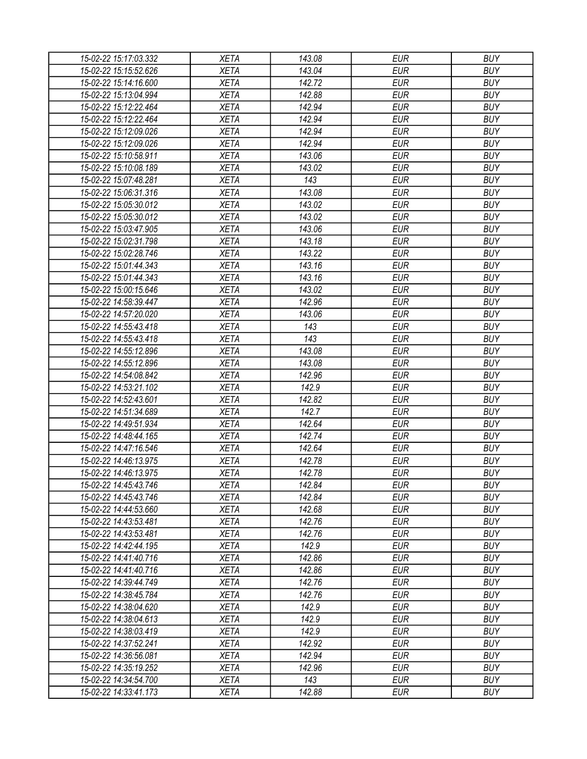| | | | | |
|---|---|---|---|---|
| 15-02-22 15:17:03.332 | XETA | 143.08 | EUR | BUY |
| 15-02-22 15:15:52.626 | XETA | 143.04 | EUR | BUY |
| 15-02-22 15:14:16.600 | XETA | 142.72 | EUR | BUY |
| 15-02-22 15:13:04.994 | XETA | 142.88 | EUR | BUY |
| 15-02-22 15:12:22.464 | XETA | 142.94 | EUR | BUY |
| 15-02-22 15:12:22.464 | XETA | 142.94 | EUR | BUY |
| 15-02-22 15:12:09.026 | XETA | 142.94 | EUR | BUY |
| 15-02-22 15:12:09.026 | XETA | 142.94 | EUR | BUY |
| 15-02-22 15:10:58.911 | XETA | 143.06 | EUR | BUY |
| 15-02-22 15:10:08.189 | XETA | 143.02 | EUR | BUY |
| 15-02-22 15:07:48.281 | XETA | 143 | EUR | BUY |
| 15-02-22 15:06:31.316 | XETA | 143.08 | EUR | BUY |
| 15-02-22 15:05:30.012 | XETA | 143.02 | EUR | BUY |
| 15-02-22 15:05:30.012 | XETA | 143.02 | EUR | BUY |
| 15-02-22 15:03:47.905 | XETA | 143.06 | EUR | BUY |
| 15-02-22 15:02:31.798 | XETA | 143.18 | EUR | BUY |
| 15-02-22 15:02:28.746 | XETA | 143.22 | EUR | BUY |
| 15-02-22 15:01:44.343 | XETA | 143.16 | EUR | BUY |
| 15-02-22 15:01:44.343 | XETA | 143.16 | EUR | BUY |
| 15-02-22 15:00:15.646 | XETA | 143.02 | EUR | BUY |
| 15-02-22 14:58:39.447 | XETA | 142.96 | EUR | BUY |
| 15-02-22 14:57:20.020 | XETA | 143.06 | EUR | BUY |
| 15-02-22 14:55:43.418 | XETA | 143 | EUR | BUY |
| 15-02-22 14:55:43.418 | XETA | 143 | EUR | BUY |
| 15-02-22 14:55:12.896 | XETA | 143.08 | EUR | BUY |
| 15-02-22 14:55:12.896 | XETA | 143.08 | EUR | BUY |
| 15-02-22 14:54:08.842 | XETA | 142.96 | EUR | BUY |
| 15-02-22 14:53:21.102 | XETA | 142.9 | EUR | BUY |
| 15-02-22 14:52:43.601 | XETA | 142.82 | EUR | BUY |
| 15-02-22 14:51:34.689 | XETA | 142.7 | EUR | BUY |
| 15-02-22 14:49:51.934 | XETA | 142.64 | EUR | BUY |
| 15-02-22 14:48:44.165 | XETA | 142.74 | EUR | BUY |
| 15-02-22 14:47:16.546 | XETA | 142.64 | EUR | BUY |
| 15-02-22 14:46:13.975 | XETA | 142.78 | EUR | BUY |
| 15-02-22 14:46:13.975 | XETA | 142.78 | EUR | BUY |
| 15-02-22 14:45:43.746 | XETA | 142.84 | EUR | BUY |
| 15-02-22 14:45:43.746 | XETA | 142.84 | EUR | BUY |
| 15-02-22 14:44:53.660 | XETA | 142.68 | EUR | BUY |
| 15-02-22 14:43:53.481 | XETA | 142.76 | EUR | BUY |
| 15-02-22 14:43:53.481 | XETA | 142.76 | EUR | BUY |
| 15-02-22 14:42:44.195 | XETA | 142.9 | EUR | BUY |
| 15-02-22 14:41:40.716 | XETA | 142.86 | EUR | BUY |
| 15-02-22 14:41:40.716 | XETA | 142.86 | EUR | BUY |
| 15-02-22 14:39:44.749 | XETA | 142.76 | EUR | BUY |
| 15-02-22 14:38:45.784 | XETA | 142.76 | EUR | BUY |
| 15-02-22 14:38:04.620 | XETA | 142.9 | EUR | BUY |
| 15-02-22 14:38:04.613 | XETA | 142.9 | EUR | BUY |
| 15-02-22 14:38:03.419 | XETA | 142.9 | EUR | BUY |
| 15-02-22 14:37:52.241 | XETA | 142.92 | EUR | BUY |
| 15-02-22 14:36:56.081 | XETA | 142.94 | EUR | BUY |
| 15-02-22 14:35:19.252 | XETA | 142.96 | EUR | BUY |
| 15-02-22 14:34:54.700 | XETA | 143 | EUR | BUY |
| 15-02-22 14:33:41.173 | XETA | 142.88 | EUR | BUY |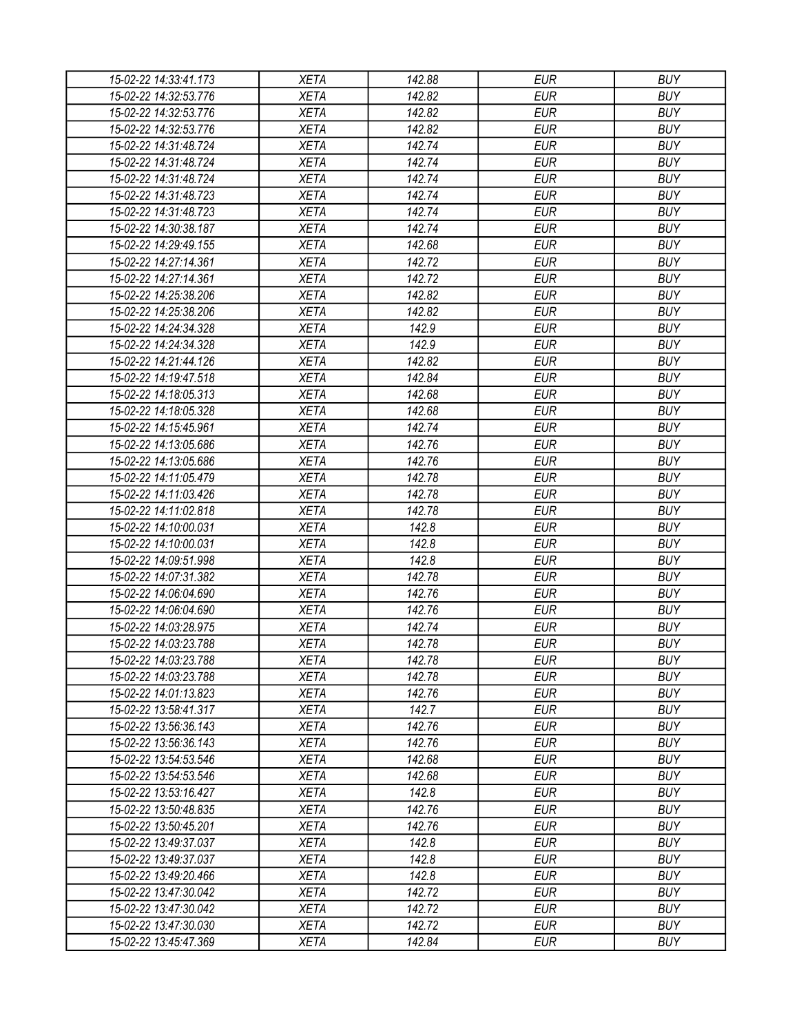| 15-02-22 14:33:41.173 | XETA | 142.88 | EUR | BUY |
|---|---|---|---|---|
| 15-02-22 14:32:53.776 | XETA | 142.82 | EUR | BUY |
| 15-02-22 14:32:53.776 | XETA | 142.82 | EUR | BUY |
| 15-02-22 14:32:53.776 | XETA | 142.82 | EUR | BUY |
| 15-02-22 14:31:48.724 | XETA | 142.74 | EUR | BUY |
| 15-02-22 14:31:48.724 | XETA | 142.74 | EUR | BUY |
| 15-02-22 14:31:48.724 | XETA | 142.74 | EUR | BUY |
| 15-02-22 14:31:48.723 | XETA | 142.74 | EUR | BUY |
| 15-02-22 14:31:48.723 | XETA | 142.74 | EUR | BUY |
| 15-02-22 14:30:38.187 | XETA | 142.74 | EUR | BUY |
| 15-02-22 14:29:49.155 | XETA | 142.68 | EUR | BUY |
| 15-02-22 14:27:14.361 | XETA | 142.72 | EUR | BUY |
| 15-02-22 14:27:14.361 | XETA | 142.72 | EUR | BUY |
| 15-02-22 14:25:38.206 | XETA | 142.82 | EUR | BUY |
| 15-02-22 14:25:38.206 | XETA | 142.82 | EUR | BUY |
| 15-02-22 14:24:34.328 | XETA | 142.9 | EUR | BUY |
| 15-02-22 14:24:34.328 | XETA | 142.9 | EUR | BUY |
| 15-02-22 14:21:44.126 | XETA | 142.82 | EUR | BUY |
| 15-02-22 14:19:47.518 | XETA | 142.84 | EUR | BUY |
| 15-02-22 14:18:05.313 | XETA | 142.68 | EUR | BUY |
| 15-02-22 14:18:05.328 | XETA | 142.68 | EUR | BUY |
| 15-02-22 14:15:45.961 | XETA | 142.74 | EUR | BUY |
| 15-02-22 14:13:05.686 | XETA | 142.76 | EUR | BUY |
| 15-02-22 14:13:05.686 | XETA | 142.76 | EUR | BUY |
| 15-02-22 14:11:05.479 | XETA | 142.78 | EUR | BUY |
| 15-02-22 14:11:03.426 | XETA | 142.78 | EUR | BUY |
| 15-02-22 14:11:02.818 | XETA | 142.78 | EUR | BUY |
| 15-02-22 14:10:00.031 | XETA | 142.8 | EUR | BUY |
| 15-02-22 14:10:00.031 | XETA | 142.8 | EUR | BUY |
| 15-02-22 14:09:51.998 | XETA | 142.8 | EUR | BUY |
| 15-02-22 14:07:31.382 | XETA | 142.78 | EUR | BUY |
| 15-02-22 14:06:04.690 | XETA | 142.76 | EUR | BUY |
| 15-02-22 14:06:04.690 | XETA | 142.76 | EUR | BUY |
| 15-02-22 14:03:28.975 | XETA | 142.74 | EUR | BUY |
| 15-02-22 14:03:23.788 | XETA | 142.78 | EUR | BUY |
| 15-02-22 14:03:23.788 | XETA | 142.78 | EUR | BUY |
| 15-02-22 14:03:23.788 | XETA | 142.78 | EUR | BUY |
| 15-02-22 14:01:13.823 | XETA | 142.76 | EUR | BUY |
| 15-02-22 13:58:41.317 | XETA | 142.7 | EUR | BUY |
| 15-02-22 13:56:36.143 | XETA | 142.76 | EUR | BUY |
| 15-02-22 13:56:36.143 | XETA | 142.76 | EUR | BUY |
| 15-02-22 13:54:53.546 | XETA | 142.68 | EUR | BUY |
| 15-02-22 13:54:53.546 | XETA | 142.68 | EUR | BUY |
| 15-02-22 13:53:16.427 | XETA | 142.8 | EUR | BUY |
| 15-02-22 13:50:48.835 | XETA | 142.76 | EUR | BUY |
| 15-02-22 13:50:45.201 | XETA | 142.76 | EUR | BUY |
| 15-02-22 13:49:37.037 | XETA | 142.8 | EUR | BUY |
| 15-02-22 13:49:37.037 | XETA | 142.8 | EUR | BUY |
| 15-02-22 13:49:20.466 | XETA | 142.8 | EUR | BUY |
| 15-02-22 13:47:30.042 | XETA | 142.72 | EUR | BUY |
| 15-02-22 13:47:30.042 | XETA | 142.72 | EUR | BUY |
| 15-02-22 13:47:30.030 | XETA | 142.72 | EUR | BUY |
| 15-02-22 13:45:47.369 | XETA | 142.84 | EUR | BUY |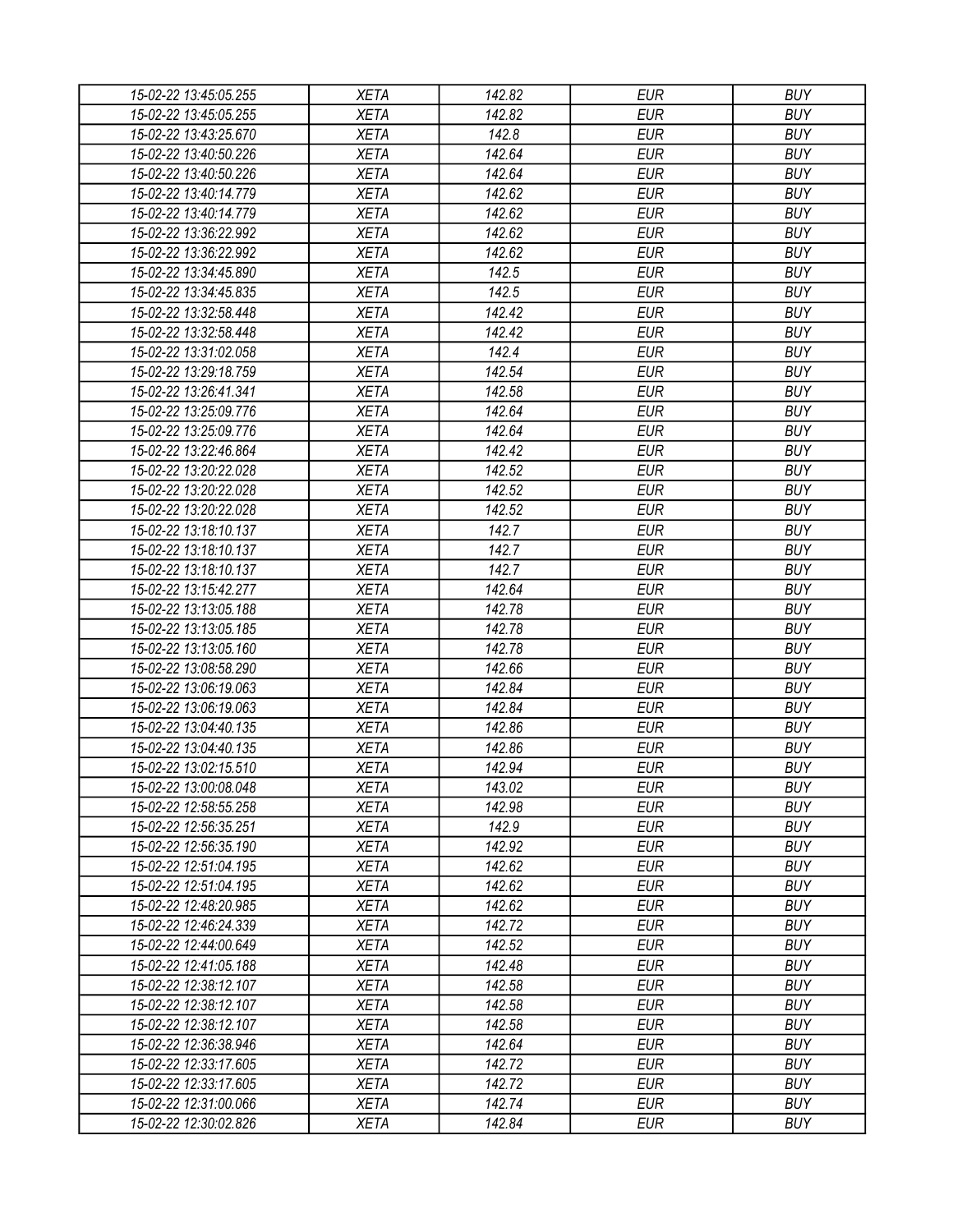| 15-02-22 13:45:05.255 | XETA | 142.82 | EUR | BUY |
|---|---|---|---|---|
| 15-02-22 13:45:05.255 | XETA | 142.82 | EUR | BUY |
| 15-02-22 13:43:25.670 | XETA | 142.8 | EUR | BUY |
| 15-02-22 13:40:50.226 | XETA | 142.64 | EUR | BUY |
| 15-02-22 13:40:50.226 | XETA | 142.64 | EUR | BUY |
| 15-02-22 13:40:14.779 | XETA | 142.62 | EUR | BUY |
| 15-02-22 13:40:14.779 | XETA | 142.62 | EUR | BUY |
| 15-02-22 13:36:22.992 | XETA | 142.62 | EUR | BUY |
| 15-02-22 13:36:22.992 | XETA | 142.62 | EUR | BUY |
| 15-02-22 13:34:45.890 | XETA | 142.5 | EUR | BUY |
| 15-02-22 13:34:45.835 | XETA | 142.5 | EUR | BUY |
| 15-02-22 13:32:58.448 | XETA | 142.42 | EUR | BUY |
| 15-02-22 13:32:58.448 | XETA | 142.42 | EUR | BUY |
| 15-02-22 13:31:02.058 | XETA | 142.4 | EUR | BUY |
| 15-02-22 13:29:18.759 | XETA | 142.54 | EUR | BUY |
| 15-02-22 13:26:41.341 | XETA | 142.58 | EUR | BUY |
| 15-02-22 13:25:09.776 | XETA | 142.64 | EUR | BUY |
| 15-02-22 13:25:09.776 | XETA | 142.64 | EUR | BUY |
| 15-02-22 13:22:46.864 | XETA | 142.42 | EUR | BUY |
| 15-02-22 13:20:22.028 | XETA | 142.52 | EUR | BUY |
| 15-02-22 13:20:22.028 | XETA | 142.52 | EUR | BUY |
| 15-02-22 13:20:22.028 | XETA | 142.52 | EUR | BUY |
| 15-02-22 13:18:10.137 | XETA | 142.7 | EUR | BUY |
| 15-02-22 13:18:10.137 | XETA | 142.7 | EUR | BUY |
| 15-02-22 13:18:10.137 | XETA | 142.7 | EUR | BUY |
| 15-02-22 13:15:42.277 | XETA | 142.64 | EUR | BUY |
| 15-02-22 13:13:05.188 | XETA | 142.78 | EUR | BUY |
| 15-02-22 13:13:05.185 | XETA | 142.78 | EUR | BUY |
| 15-02-22 13:13:05.160 | XETA | 142.78 | EUR | BUY |
| 15-02-22 13:08:58.290 | XETA | 142.66 | EUR | BUY |
| 15-02-22 13:06:19.063 | XETA | 142.84 | EUR | BUY |
| 15-02-22 13:06:19.063 | XETA | 142.84 | EUR | BUY |
| 15-02-22 13:04:40.135 | XETA | 142.86 | EUR | BUY |
| 15-02-22 13:04:40.135 | XETA | 142.86 | EUR | BUY |
| 15-02-22 13:02:15.510 | XETA | 142.94 | EUR | BUY |
| 15-02-22 13:00:08.048 | XETA | 143.02 | EUR | BUY |
| 15-02-22 12:58:55.258 | XETA | 142.98 | EUR | BUY |
| 15-02-22 12:56:35.251 | XETA | 142.9 | EUR | BUY |
| 15-02-22 12:56:35.190 | XETA | 142.92 | EUR | BUY |
| 15-02-22 12:51:04.195 | XETA | 142.62 | EUR | BUY |
| 15-02-22 12:51:04.195 | XETA | 142.62 | EUR | BUY |
| 15-02-22 12:48:20.985 | XETA | 142.62 | EUR | BUY |
| 15-02-22 12:46:24.339 | XETA | 142.72 | EUR | BUY |
| 15-02-22 12:44:00.649 | XETA | 142.52 | EUR | BUY |
| 15-02-22 12:41:05.188 | XETA | 142.48 | EUR | BUY |
| 15-02-22 12:38:12.107 | XETA | 142.58 | EUR | BUY |
| 15-02-22 12:38:12.107 | XETA | 142.58 | EUR | BUY |
| 15-02-22 12:38:12.107 | XETA | 142.58 | EUR | BUY |
| 15-02-22 12:36:38.946 | XETA | 142.64 | EUR | BUY |
| 15-02-22 12:33:17.605 | XETA | 142.72 | EUR | BUY |
| 15-02-22 12:33:17.605 | XETA | 142.72 | EUR | BUY |
| 15-02-22 12:31:00.066 | XETA | 142.74 | EUR | BUY |
| 15-02-22 12:30:02.826 | XETA | 142.84 | EUR | BUY |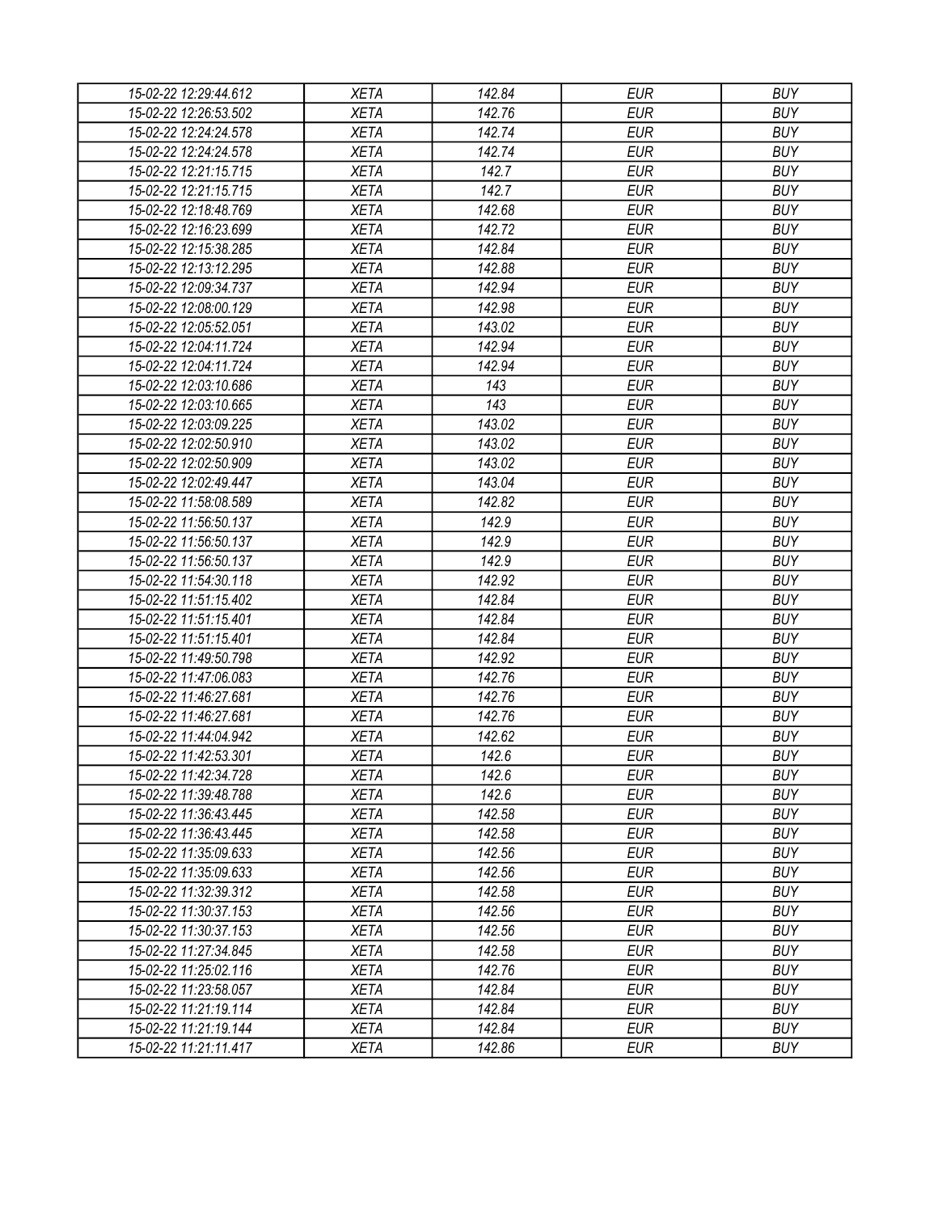| | | | | |
|---|---|---|---|---|
| 15-02-22 12:29:44.612 | XETA | 142.84 | EUR | BUY |
| 15-02-22 12:26:53.502 | XETA | 142.76 | EUR | BUY |
| 15-02-22 12:24:24.578 | XETA | 142.74 | EUR | BUY |
| 15-02-22 12:24:24.578 | XETA | 142.74 | EUR | BUY |
| 15-02-22 12:21:15.715 | XETA | 142.7 | EUR | BUY |
| 15-02-22 12:21:15.715 | XETA | 142.7 | EUR | BUY |
| 15-02-22 12:18:48.769 | XETA | 142.68 | EUR | BUY |
| 15-02-22 12:16:23.699 | XETA | 142.72 | EUR | BUY |
| 15-02-22 12:15:38.285 | XETA | 142.84 | EUR | BUY |
| 15-02-22 12:13:12.295 | XETA | 142.88 | EUR | BUY |
| 15-02-22 12:09:34.737 | XETA | 142.94 | EUR | BUY |
| 15-02-22 12:08:00.129 | XETA | 142.98 | EUR | BUY |
| 15-02-22 12:05:52.051 | XETA | 143.02 | EUR | BUY |
| 15-02-22 12:04:11.724 | XETA | 142.94 | EUR | BUY |
| 15-02-22 12:04:11.724 | XETA | 142.94 | EUR | BUY |
| 15-02-22 12:03:10.686 | XETA | 143 | EUR | BUY |
| 15-02-22 12:03:10.665 | XETA | 143 | EUR | BUY |
| 15-02-22 12:03:09.225 | XETA | 143.02 | EUR | BUY |
| 15-02-22 12:02:50.910 | XETA | 143.02 | EUR | BUY |
| 15-02-22 12:02:50.909 | XETA | 143.02 | EUR | BUY |
| 15-02-22 12:02:49.447 | XETA | 143.04 | EUR | BUY |
| 15-02-22 11:58:08.589 | XETA | 142.82 | EUR | BUY |
| 15-02-22 11:56:50.137 | XETA | 142.9 | EUR | BUY |
| 15-02-22 11:56:50.137 | XETA | 142.9 | EUR | BUY |
| 15-02-22 11:56:50.137 | XETA | 142.9 | EUR | BUY |
| 15-02-22 11:54:30.118 | XETA | 142.92 | EUR | BUY |
| 15-02-22 11:51:15.402 | XETA | 142.84 | EUR | BUY |
| 15-02-22 11:51:15.401 | XETA | 142.84 | EUR | BUY |
| 15-02-22 11:51:15.401 | XETA | 142.84 | EUR | BUY |
| 15-02-22 11:49:50.798 | XETA | 142.92 | EUR | BUY |
| 15-02-22 11:47:06.083 | XETA | 142.76 | EUR | BUY |
| 15-02-22 11:46:27.681 | XETA | 142.76 | EUR | BUY |
| 15-02-22 11:46:27.681 | XETA | 142.76 | EUR | BUY |
| 15-02-22 11:44:04.942 | XETA | 142.62 | EUR | BUY |
| 15-02-22 11:42:53.301 | XETA | 142.6 | EUR | BUY |
| 15-02-22 11:42:34.728 | XETA | 142.6 | EUR | BUY |
| 15-02-22 11:39:48.788 | XETA | 142.6 | EUR | BUY |
| 15-02-22 11:36:43.445 | XETA | 142.58 | EUR | BUY |
| 15-02-22 11:36:43.445 | XETA | 142.58 | EUR | BUY |
| 15-02-22 11:35:09.633 | XETA | 142.56 | EUR | BUY |
| 15-02-22 11:35:09.633 | XETA | 142.56 | EUR | BUY |
| 15-02-22 11:32:39.312 | XETA | 142.58 | EUR | BUY |
| 15-02-22 11:30:37.153 | XETA | 142.56 | EUR | BUY |
| 15-02-22 11:30:37.153 | XETA | 142.56 | EUR | BUY |
| 15-02-22 11:27:34.845 | XETA | 142.58 | EUR | BUY |
| 15-02-22 11:25:02.116 | XETA | 142.76 | EUR | BUY |
| 15-02-22 11:23:58.057 | XETA | 142.84 | EUR | BUY |
| 15-02-22 11:21:19.114 | XETA | 142.84 | EUR | BUY |
| 15-02-22 11:21:19.144 | XETA | 142.84 | EUR | BUY |
| 15-02-22 11:21:11.417 | XETA | 142.86 | EUR | BUY |